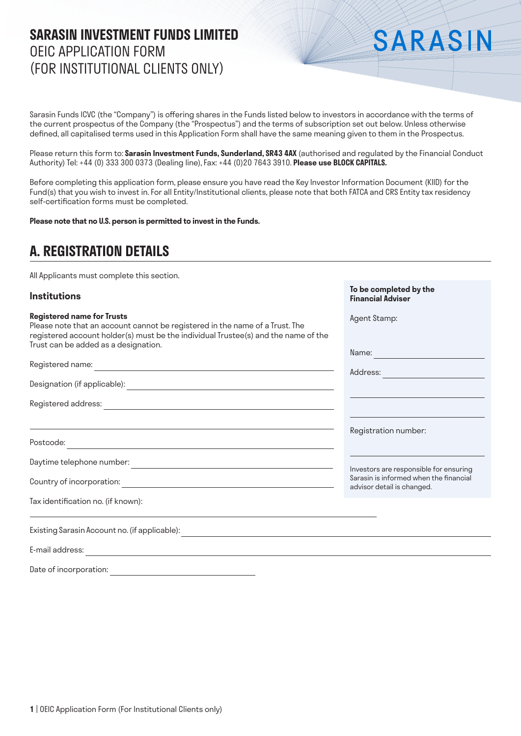# SARASIN INVESTMENT FUNDS LIMITED
OEIC APPLICATION FORM
(FOR INSTITUTIONAL CLIENTS ONLY)

SARASIN

Sarasin Funds ICVC (the "Company") is offering shares in the Funds listed below to investors in accordance with the terms of the current prospectus of the Company (the "Prospectus") and the terms of subscription set out below. Unless otherwise defined, all capitalised terms used in this Application Form shall have the same meaning given to them in the Prospectus.

Please return this form to: **Sarasin Investment Funds, Sunderland, SR43 4AX** (authorised and regulated by the Financial Conduct Authority) Tel: +44 (0) 333 300 0373 (Dealing line), Fax: +44 (0)20 7643 3910. **Please use BLOCK CAPITALS.**

Before completing this application form, please ensure you have read the Key Investor Information Document (KIID) for the Fund(s) that you wish to invest in. For all Entity/Institutional clients, please note that both FATCA and CRS Entity tax residency self-certification forms must be completed.

**Please note that no U.S. person is permitted to invest in the Funds.**

## A. REGISTRATION DETAILS

All Applicants must complete this section.

### Institutions

**Registered name for Trusts**
Please note that an account cannot be registered in the name of a Trust. The registered account holder(s) must be the individual Trustee(s) and the name of the Trust can be added as a designation.

Registered name: \_\_\_\_\_\_\_\_\_\_\_\_\_\_\_\_\_\_\_\_

Designation (if applicable): \_\_\_\_\_\_\_\_\_\_\_\_\_\_\_\_\_\_\_\_

Registered address: \_\_\_\_\_\_\_\_\_\_\_\_\_\_\_\_\_\_\_\_

\_\_\_\_\_\_\_\_\_\_\_\_\_\_\_\_\_\_\_\_

Postcode: \_\_\_\_\_\_\_\_\_\_\_\_\_\_\_\_\_\_\_\_

Daytime telephone number: \_\_\_\_\_\_\_\_\_\_\_\_\_\_\_\_\_\_\_\_

Country of incorporation: \_\_\_\_\_\_\_\_\_\_\_\_\_\_\_\_\_\_\_\_

Tax identification no. (if known):

\_\_\_\_\_\_\_\_\_\_\_\_\_\_\_\_\_\_\_\_

Existing Sarasin Account no. (if applicable): \_\_\_\_\_\_\_\_\_\_\_\_\_\_\_\_\_\_\_\_

E-mail address: \_\_\_\_\_\_\_\_\_\_\_\_\_\_\_\_\_\_\_\_

Date of incorporation: \_\_\_\_\_\_\_\_\_\_\_\_\_\_\_\_\_\_\_\_

**To be completed by the Financial Adviser**

Agent Stamp:

Name: \_\_\_\_\_\_\_\_\_\_\_\_\_\_\_\_\_\_\_\_

Address: \_\_\_\_\_\_\_\_\_\_\_\_\_\_\_\_\_\_\_\_

\_\_\_\_\_\_\_\_\_\_\_\_\_\_\_\_\_\_\_\_

\_\_\_\_\_\_\_\_\_\_\_\_\_\_\_\_\_\_\_\_

Registration number:

\_\_\_\_\_\_\_\_\_\_\_\_\_\_\_\_\_\_\_\_

Investors are responsible for ensuring Sarasin is informed when the financial advisor detail is changed.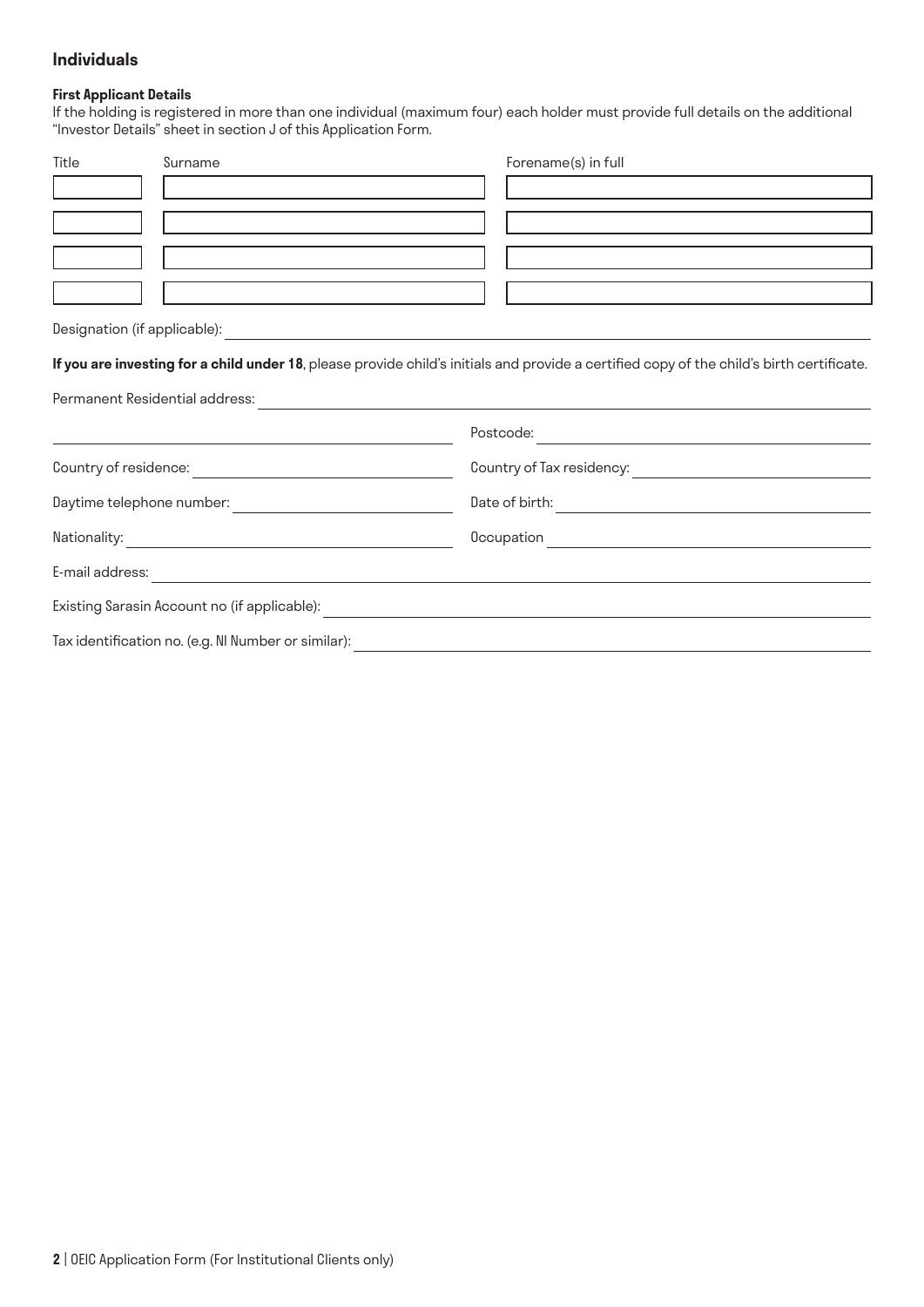## Individuals

**First Applicant Details**

If the holding is registered in more than one individual (maximum four) each holder must provide full details on the additional "Investor Details" sheet in section J of this Application Form.

| Title | Surname | Forename(s) in full |
| --- | --- | --- |
| | | |
| | | |
| | | |
| | | |

Designation (if applicable): 

**If you are investing for a child under 18**, please provide child's initials and provide a certified copy of the child's birth certificate.

Permanent Residential address: 

Postcode: 

Country of residence: 

Country of Tax residency: 

Daytime telephone number: 

Date of birth: 

Nationality: 

Occupation 

E-mail address: 

Existing Sarasin Account no (if applicable): 

Tax identification no. (e.g. NI Number or similar):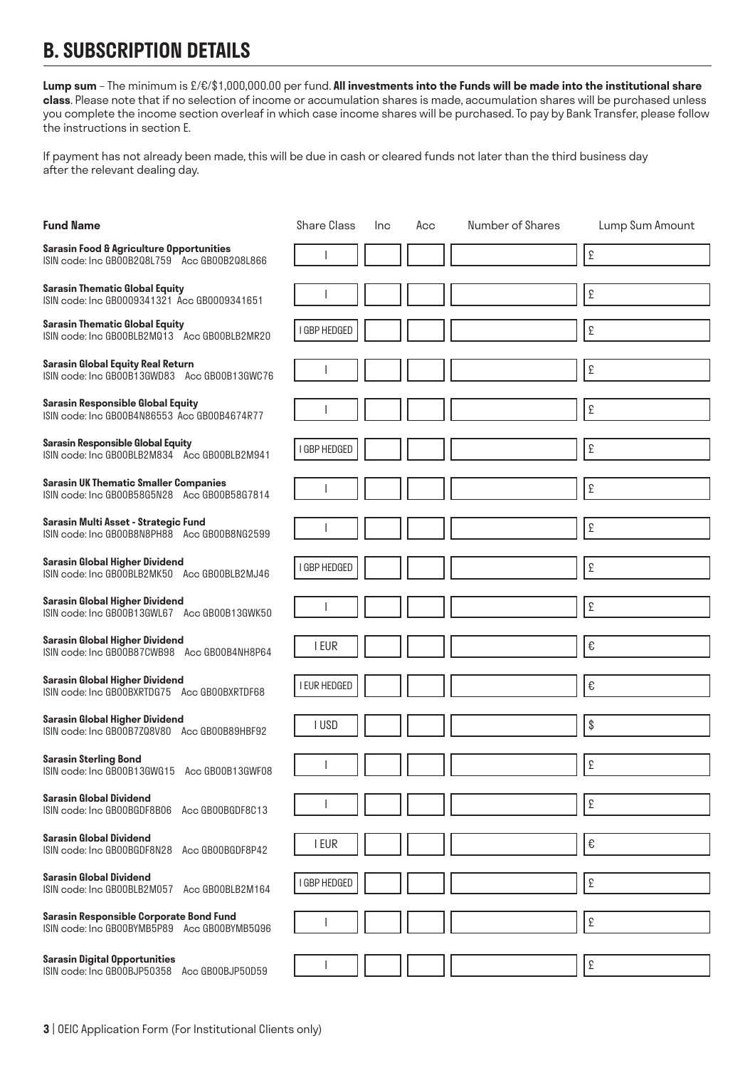## B. SUBSCRIPTION DETAILS

**Lump sum** – The minimum is £/€/$1,000,000.00 per fund. **All investments into the Funds will be made into the institutional share class**. Please note that if no selection of income or accumulation shares is made, accumulation shares will be purchased unless you complete the income section overleaf in which case income shares will be purchased. To pay by Bank Transfer, please follow the instructions in section E.

If payment has not already been made, this will be due in cash or cleared funds not later than the third business day after the relevant dealing day.

| Fund Name | Share Class | Inc | Acc | Number of Shares | Lump Sum Amount |
|---|---|---|---|---|---|
| **Sarasin Food & Agriculture Opportunities** ISIN code: Inc GB00B2Q8L759 Acc GB00B2Q8L866 | I | | | | £ |
| **Sarasin Thematic Global Equity** ISIN code: Inc GB0009341321 Acc GB0009341651 | I | | | | £ |
| **Sarasin Thematic Global Equity** ISIN code: Inc GB00BLB2MQ13 Acc GB00BLB2MR20 | I GBP HEDGED | | | | £ |
| **Sarasin Global Equity Real Return** ISIN code: Inc GB00B13GWD83 Acc GB00B13GWC76 | I | | | | £ |
| **Sarasin Responsible Global Equity** ISIN code: Inc GB00B4N86553 Acc GB00B4674R77 | I | | | | £ |
| **Sarasin Responsible Global Equity** ISIN code: Inc GB00BLB2M834 Acc GB00BLB2M941 | I GBP HEDGED | | | | £ |
| **Sarasin UK Thematic Smaller Companies** ISIN code: Inc GB00B58G5N28 Acc GB00B58G7814 | I | | | | £ |
| **Sarasin Multi Asset - Strategic Fund** ISIN code: Inc GB00B8N8PH88 Acc GB00B8NG2599 | I | | | | £ |
| **Sarasin Global Higher Dividend** ISIN code: Inc GB00BLB2MK50 Acc GB00BLB2MJ46 | I GBP HEDGED | | | | £ |
| **Sarasin Global Higher Dividend** ISIN code: Inc GB00B13GWL67 Acc GB00B13GWK50 | I | | | | £ |
| **Sarasin Global Higher Dividend** ISIN code: Inc GB00B87CWB98 Acc GB00B4NH8P64 | I EUR | | | | € |
| **Sarasin Global Higher Dividend** ISIN code: Inc GB00BXRTDG75 Acc GB00BXRTDF68 | I EUR HEDGED | | | | € |
| **Sarasin Global Higher Dividend** ISIN code: Inc GB00B7Z08V80 Acc GB00B89HBF92 | I USD | | | | $ |
| **Sarasin Sterling Bond** ISIN code: Inc GB00B13GWG15 Acc GB00B13GWF08 | I | | | | £ |
| **Sarasin Global Dividend** ISIN code: Inc GB00BGDF8B06 Acc GB00BGDF8C13 | I | | | | £ |
| **Sarasin Global Dividend** ISIN code: Inc GB00BGDF8N28 Acc GB00BGDF8P42 | I EUR | | | | € |
| **Sarasin Global Dividend** ISIN code: Inc GB00BLB2M057 Acc GB00BLB2M164 | I GBP HEDGED | | | | £ |
| **Sarasin Responsible Corporate Bond Fund** ISIN code: Inc GB00BYMB5P89 Acc GB00BYMB5Q96 | I | | | | £ |
| **Sarasin Digital Opportunities** ISIN code: Inc GB00BJP50358 Acc GB00BJP50D59 | I | | | | £ |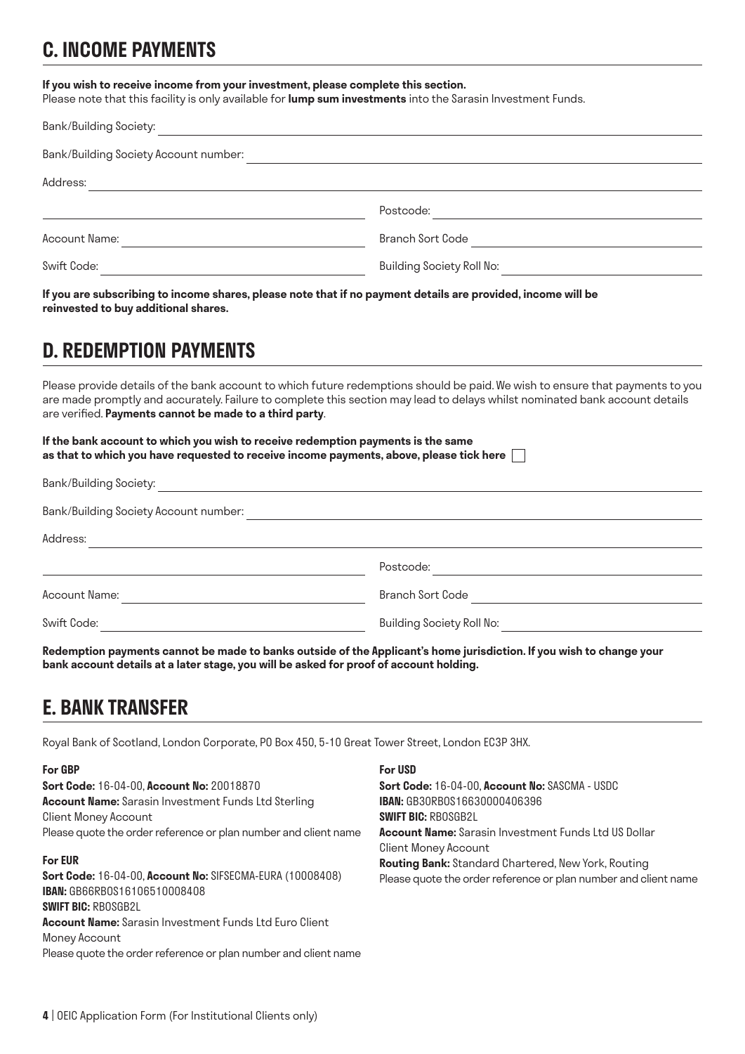## C. INCOME PAYMENTS

**If you wish to receive income from your investment, please complete this section.**
Please note that this facility is only available for **lump sum investments** into the Sarasin Investment Funds.

Bank/Building Society: \_\_\_\_\_\_\_\_\_\_\_\_\_\_\_\_\_\_\_\_

Bank/Building Society Account number: \_\_\_\_\_\_\_\_\_\_\_\_\_\_\_\_\_\_\_\_

Address: \_\_\_\_\_\_\_\_\_\_\_\_\_\_\_\_\_\_\_\_

\_\_\_\_\_\_\_\_\_\_\_\_\_\_\_\_\_\_\_\_ Postcode: \_\_\_\_\_\_\_\_\_\_\_\_\_\_\_\_\_\_\_\_

Account Name: \_\_\_\_\_\_\_\_\_\_\_\_\_\_\_\_\_\_\_\_ Branch Sort Code \_\_\_\_\_\_\_\_\_\_\_\_\_\_\_\_\_\_\_\_

Swift Code: \_\_\_\_\_\_\_\_\_\_\_\_\_\_\_\_\_\_\_\_ Building Society Roll No: \_\_\_\_\_\_\_\_\_\_\_\_\_\_\_\_\_\_\_\_

**If you are subscribing to income shares, please note that if no payment details are provided, income will be reinvested to buy additional shares.**

## D. REDEMPTION PAYMENTS

Please provide details of the bank account to which future redemptions should be paid. We wish to ensure that payments to you are made promptly and accurately. Failure to complete this section may lead to delays whilst nominated bank account details are verified. **Payments cannot be made to a third party**.

**If the bank account to which you wish to receive redemption payments is the same as that to which you have requested to receive income payments, above, please tick here** ☐

Bank/Building Society: \_\_\_\_\_\_\_\_\_\_\_\_\_\_\_\_\_\_\_\_

Bank/Building Society Account number: \_\_\_\_\_\_\_\_\_\_\_\_\_\_\_\_\_\_\_\_

Address: \_\_\_\_\_\_\_\_\_\_\_\_\_\_\_\_\_\_\_\_

\_\_\_\_\_\_\_\_\_\_\_\_\_\_\_\_\_\_\_\_ Postcode: \_\_\_\_\_\_\_\_\_\_\_\_\_\_\_\_\_\_\_\_

Account Name: \_\_\_\_\_\_\_\_\_\_\_\_\_\_\_\_\_\_\_\_ Branch Sort Code \_\_\_\_\_\_\_\_\_\_\_\_\_\_\_\_\_\_\_\_

Swift Code: \_\_\_\_\_\_\_\_\_\_\_\_\_\_\_\_\_\_\_\_ Building Society Roll No: \_\_\_\_\_\_\_\_\_\_\_\_\_\_\_\_\_\_\_\_

**Redemption payments cannot be made to banks outside of the Applicant's home jurisdiction. If you wish to change your bank account details at a later stage, you will be asked for proof of account holding.**

## E. BANK TRANSFER

Royal Bank of Scotland, London Corporate, PO Box 450, 5-10 Great Tower Street, London EC3P 3HX.

**For GBP**
**Sort Code:** 16-04-00, **Account No:** 20018870
**Account Name:** Sarasin Investment Funds Ltd Sterling Client Money Account
Please quote the order reference or plan number and client name

**For EUR**
**Sort Code:** 16-04-00, **Account No:** SIFSECMA-EURA (10008408)
**IBAN:** GB66RBOS16106510008408
**SWIFT BIC:** RBOSGB2L
**Account Name:** Sarasin Investment Funds Ltd Euro Client Money Account
Please quote the order reference or plan number and client name

**For USD**
**Sort Code:** 16-04-00, **Account No:** SASCMA - USDC
**IBAN:** GB30RBOS16630000406396
**SWIFT BIC:** RBOSGB2L
**Account Name:** Sarasin Investment Funds Ltd US Dollar Client Money Account
**Routing Bank:** Standard Chartered, New York, Routing
Please quote the order reference or plan number and client name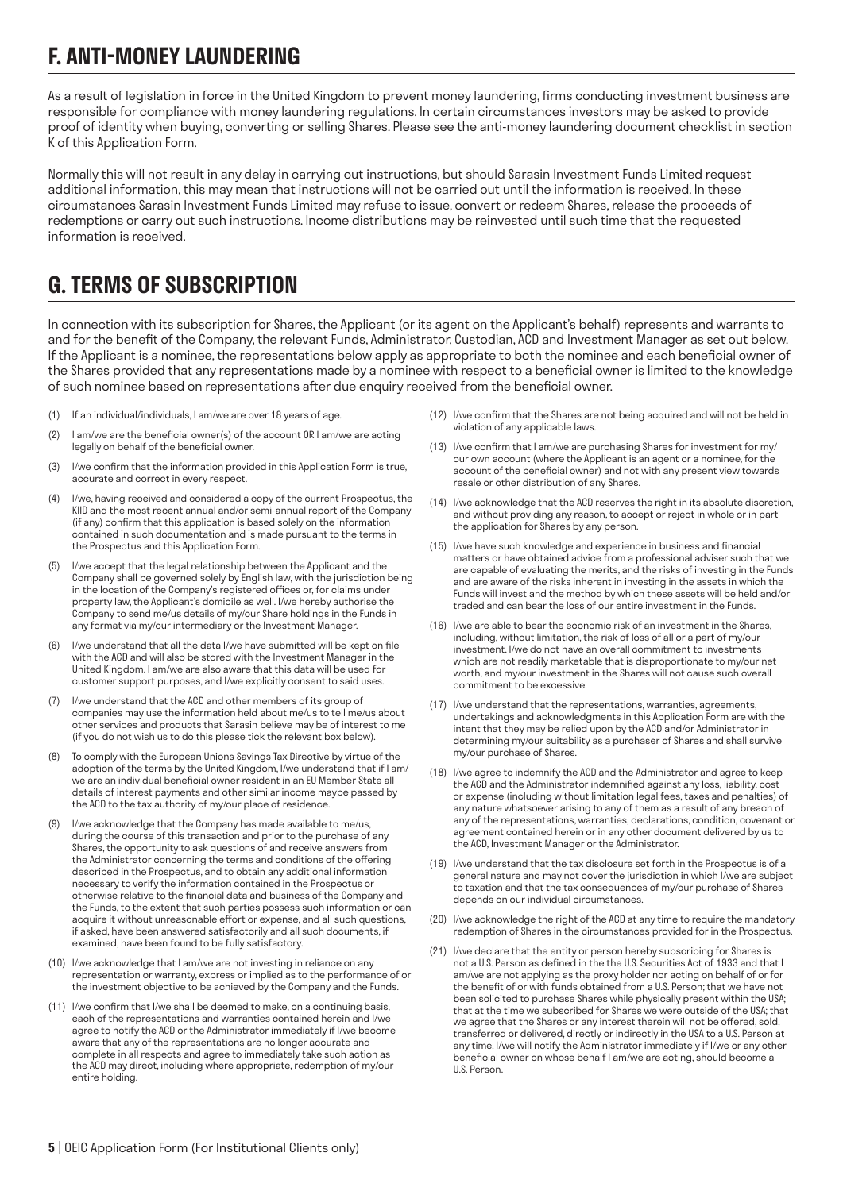## F. ANTI-MONEY LAUNDERING

As a result of legislation in force in the United Kingdom to prevent money laundering, firms conducting investment business are responsible for compliance with money laundering regulations. In certain circumstances investors may be asked to provide proof of identity when buying, converting or selling Shares. Please see the anti-money laundering document checklist in section K of this Application Form.

Normally this will not result in any delay in carrying out instructions, but should Sarasin Investment Funds Limited request additional information, this may mean that instructions will not be carried out until the information is received. In these circumstances Sarasin Investment Funds Limited may refuse to issue, convert or redeem Shares, release the proceeds of redemptions or carry out such instructions. Income distributions may be reinvested until such time that the requested information is received.

## G. TERMS OF SUBSCRIPTION

In connection with its subscription for Shares, the Applicant (or its agent on the Applicant's behalf) represents and warrants to and for the benefit of the Company, the relevant Funds, Administrator, Custodian, ACD and Investment Manager as set out below. If the Applicant is a nominee, the representations below apply as appropriate to both the nominee and each beneficial owner of the Shares provided that any representations made by a nominee with respect to a beneficial owner is limited to the knowledge of such nominee based on representations after due enquiry received from the beneficial owner.

(1) If an individual/individuals, I am/we are over 18 years of age.

(2) I am/we are the beneficial owner(s) of the account OR I am/we are acting legally on behalf of the beneficial owner.

(3) I/we confirm that the information provided in this Application Form is true, accurate and correct in every respect.

(4) I/we, having received and considered a copy of the current Prospectus, the KIID and the most recent annual and/or semi-annual report of the Company (if any) confirm that this application is based solely on the information contained in such documentation and is made pursuant to the terms in the Prospectus and this Application Form.

(5) I/we accept that the legal relationship between the Applicant and the Company shall be governed solely by English law, with the jurisdiction being in the location of the Company's registered offices or, for claims under property law, the Applicant's domicile as well. I/we hereby authorise the Company to send me/us details of my/our Share holdings in the Funds in any format via my/our intermediary or the Investment Manager.

(6) I/we understand that all the data I/we have submitted will be kept on file with the ACD and will also be stored with the Investment Manager in the United Kingdom. I am/we are also aware that this data will be used for customer support purposes, and I/we explicitly consent to said uses.

(7) I/we understand that the ACD and other members of its group of companies may use the information held about me/us to tell me/us about other services and products that Sarasin believe may be of interest to me (if you do not wish us to do this please tick the relevant box below).

(8) To comply with the European Unions Savings Tax Directive by virtue of the adoption of the terms by the United Kingdom, I/we understand that if I am/we are an individual beneficial owner resident in an EU Member State all details of interest payments and other similar income maybe passed by the ACD to the tax authority of my/our place of residence.

(9) I/we acknowledge that the Company has made available to me/us, during the course of this transaction and prior to the purchase of any Shares, the opportunity to ask questions of and receive answers from the Administrator concerning the terms and conditions of the offering described in the Prospectus, and to obtain any additional information necessary to verify the information contained in the Prospectus or otherwise relative to the financial data and business of the Company and the Funds, to the extent that such parties possess such information or can acquire it without unreasonable effort or expense, and all such questions, if asked, have been answered satisfactorily and all such documents, if examined, have been found to be fully satisfactory.

(10) I/we acknowledge that I am/we are not investing in reliance on any representation or warranty, express or implied as to the performance of or the investment objective to be achieved by the Company and the Funds.

(11) I/we confirm that I/we shall be deemed to make, on a continuing basis, each of the representations and warranties contained herein and I/we agree to notify the ACD or the Administrator immediately if I/we become aware that any of the representations are no longer accurate and complete in all respects and agree to immediately take such action as the ACD may direct, including where appropriate, redemption of my/our entire holding.

(12) I/we confirm that the Shares are not being acquired and will not be held in violation of any applicable laws.

(13) I/we confirm that I am/we are purchasing Shares for investment for my/our own account (where the Applicant is an agent or a nominee, for the account of the beneficial owner) and not with any present view towards resale or other distribution of any Shares.

(14) I/we acknowledge that the ACD reserves the right in its absolute discretion, and without providing any reason, to accept or reject in whole or in part the application for Shares by any person.

(15) I/we have such knowledge and experience in business and financial matters or have obtained advice from a professional adviser such that we are capable of evaluating the merits, and the risks of investing in the Funds and are aware of the risks inherent in investing in the assets in which the Funds will invest and the method by which these assets will be held and/or traded and can bear the loss of our entire investment in the Funds.

(16) I/we are able to bear the economic risk of an investment in the Shares, including, without limitation, the risk of loss of all or a part of my/our investment. I/we do not have an overall commitment to investments which are not readily marketable that is disproportionate to my/our net worth, and my/our investment in the Shares will not cause such overall commitment to be excessive.

(17) I/we understand that the representations, warranties, agreements, undertakings and acknowledgments in this Application Form are with the intent that they may be relied upon by the ACD and/or Administrator in determining my/our suitability as a purchaser of Shares and shall survive my/our purchase of Shares.

(18) I/we agree to indemnify the ACD and the Administrator and agree to keep the ACD and the Administrator indemnified against any loss, liability, cost or expense (including without limitation legal fees, taxes and penalties) of any nature whatsoever arising to any of them as a result of any breach of any of the representations, warranties, declarations, condition, covenant or agreement contained herein or in any other document delivered by us to the ACD, Investment Manager or the Administrator.

(19) I/we understand that the tax disclosure set forth in the Prospectus is of a general nature and may not cover the jurisdiction in which I/we are subject to taxation and that the tax consequences of my/our purchase of Shares depends on our individual circumstances.

(20) I/we acknowledge the right of the ACD at any time to require the mandatory redemption of Shares in the circumstances provided for in the Prospectus.

(21) I/we declare that the entity or person hereby subscribing for Shares is not a U.S. Person as defined in the the U.S. Securities Act of 1933 and that I am/we are not applying as the proxy holder nor acting on behalf of or for the benefit of or with funds obtained from a U.S. Person; that we have not been solicited to purchase Shares while physically present within the USA; that at the time we subscribed for Shares we were outside of the USA; that we agree that the Shares or any interest therein will not be offered, sold, transferred or delivered, directly or indirectly in the USA to a U.S. Person at any time. I/we will notify the Administrator immediately if I/we or any other beneficial owner on whose behalf I am/we are acting, should become a U.S. Person.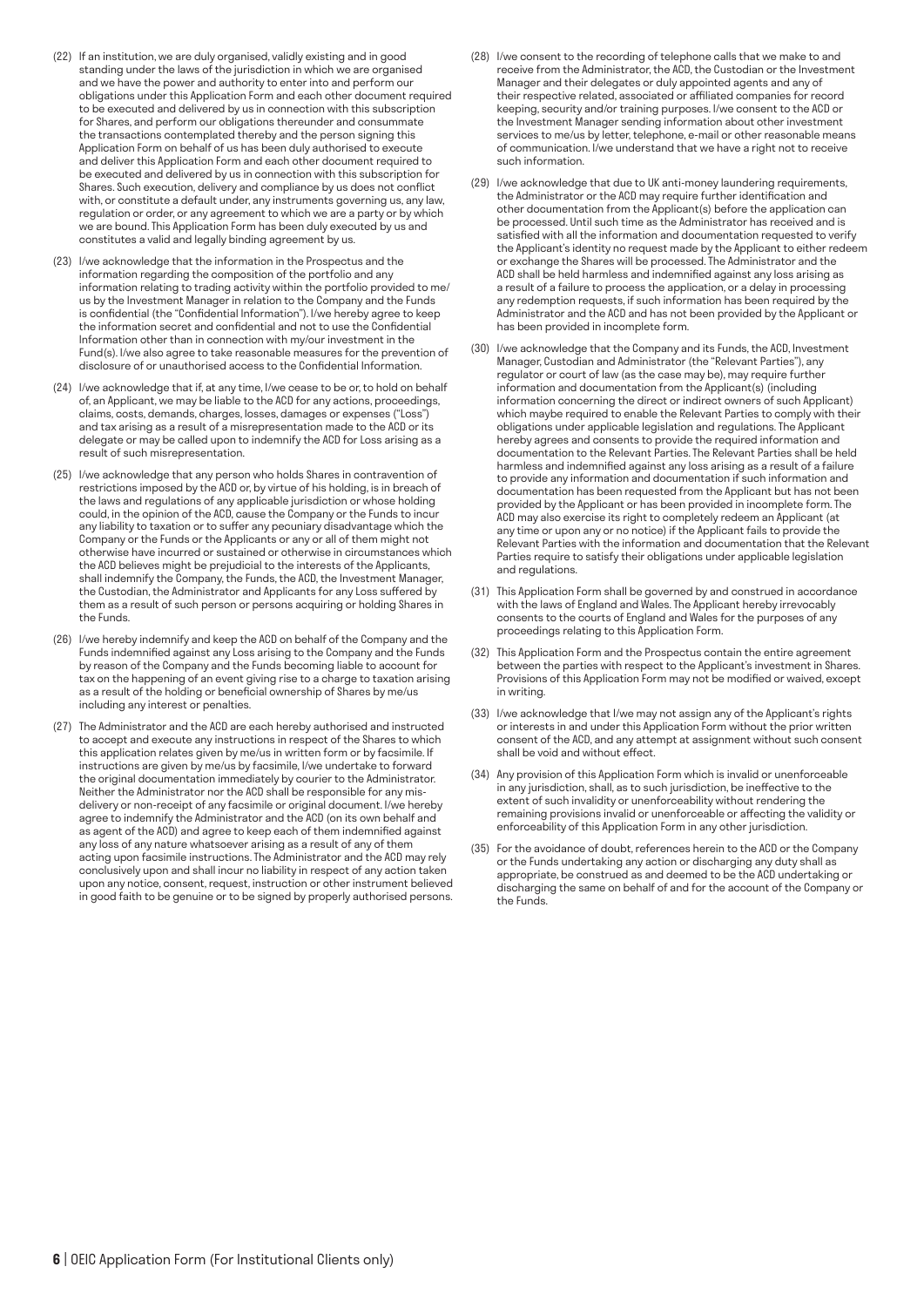(22) If an institution, we are duly organised, validly existing and in good standing under the laws of the jurisdiction in which we are organised and we have the power and authority to enter into and perform our obligations under this Application Form and each other document required to be executed and delivered by us in connection with this subscription for Shares, and perform our obligations thereunder and consummate the transactions contemplated thereby and the person signing this Application Form on behalf of us has been duly authorised to execute and deliver this Application Form and each other document required to be executed and delivered by us in connection with this subscription for Shares. Such execution, delivery and compliance by us does not conflict with, or constitute a default under, any instruments governing us, any law, regulation or order, or any agreement to which we are a party or by which we are bound. This Application Form has been duly executed by us and constitutes a valid and legally binding agreement by us.

(23) I/we acknowledge that the information in the Prospectus and the information regarding the composition of the portfolio and any information relating to trading activity within the portfolio provided to me/us by the Investment Manager in relation to the Company and the Funds is confidential (the "Confidential Information"). I/we hereby agree to keep the information secret and confidential and not to use the Confidential Information other than in connection with my/our investment in the Fund(s). I/we also agree to take reasonable measures for the prevention of disclosure of or unauthorised access to the Confidential Information.

(24) I/we acknowledge that if, at any time, I/we cease to be or, to hold on behalf of, an Applicant, we may be liable to the ACD for any actions, proceedings, claims, costs, demands, charges, losses, damages or expenses ("Loss") and tax arising as a result of a misrepresentation made to the ACD or its delegate or may be called upon to indemnify the ACD for Loss arising as a result of such misrepresentation.

(25) I/we acknowledge that any person who holds Shares in contravention of restrictions imposed by the ACD or, by virtue of his holding, is in breach of the laws and regulations of any applicable jurisdiction or whose holding could, in the opinion of the ACD, cause the Company or the Funds to incur any liability to taxation or to suffer any pecuniary disadvantage which the Company or the Funds or the Applicants or any or all of them might not otherwise have incurred or sustained or otherwise in circumstances which the ACD believes might be prejudicial to the interests of the Applicants, shall indemnify the Company, the Funds, the ACD, the Investment Manager, the Custodian, the Administrator and Applicants for any Loss suffered by them as a result of such person or persons acquiring or holding Shares in the Funds.

(26) I/we hereby indemnify and keep the ACD on behalf of the Company and the Funds indemnified against any Loss arising to the Company and the Funds by reason of the Company and the Funds becoming liable to account for tax on the happening of an event giving rise to a charge to taxation arising as a result of the holding or beneficial ownership of Shares by me/us including any interest or penalties.

(27) The Administrator and the ACD are each hereby authorised and instructed to accept and execute any instructions in respect of the Shares to which this application relates given by me/us in written form or by facsimile. If instructions are given by me/us by facsimile, I/we undertake to forward the original documentation immediately by courier to the Administrator. Neither the Administrator nor the ACD shall be responsible for any mis-delivery or non-receipt of any facsimile or original document. I/we hereby agree to indemnify the Administrator and the ACD (on its own behalf and as agent of the ACD) and agree to keep each of them indemnified against any loss of any nature whatsoever arising as a result of any of them acting upon facsimile instructions. The Administrator and the ACD may rely conclusively upon and shall incur no liability in respect of any action taken upon any notice, consent, request, instruction or other instrument believed in good faith to be genuine or to be signed by properly authorised persons.

(28) I/we consent to the recording of telephone calls that we make to and receive from the Administrator, the ACD, the Custodian or the Investment Manager and their delegates or duly appointed agents and any of their respective related, associated or affiliated companies for record keeping, security and/or training purposes. I/we consent to the ACD or the Investment Manager sending information about other investment services to me/us by letter, telephone, e-mail or other reasonable means of communication. I/we understand that we have a right not to receive such information.

(29) I/we acknowledge that due to UK anti-money laundering requirements, the Administrator or the ACD may require further identification and other documentation from the Applicant(s) before the application can be processed. Until such time as the Administrator has received and is satisfied with all the information and documentation requested to verify the Applicant's identity no request made by the Applicant to either redeem or exchange the Shares will be processed. The Administrator and the ACD shall be held harmless and indemnified against any loss arising as a result of a failure to process the application, or a delay in processing any redemption requests, if such information has been required by the Administrator and the ACD and has not been provided by the Applicant or has been provided in incomplete form.

(30) I/we acknowledge that the Company and its Funds, the ACD, Investment Manager, Custodian and Administrator (the "Relevant Parties"), any regulator or court of law (as the case may be), may require further information and documentation from the Applicant(s) (including information concerning the direct or indirect owners of such Applicant) which maybe required to enable the Relevant Parties to comply with their obligations under applicable legislation and regulations. The Applicant hereby agrees and consents to provide the required information and documentation to the Relevant Parties. The Relevant Parties shall be held harmless and indemnified against any loss arising as a result of a failure to provide any information and documentation if such information and documentation has been requested from the Applicant but has not been provided by the Applicant or has been provided in incomplete form. The ACD may also exercise its right to completely redeem an Applicant (at any time or upon any or no notice) if the Applicant fails to provide the Relevant Parties with the information and documentation that the Relevant Parties require to satisfy their obligations under applicable legislation and regulations.

(31) This Application Form shall be governed by and construed in accordance with the laws of England and Wales. The Applicant hereby irrevocably consents to the courts of England and Wales for the purposes of any proceedings relating to this Application Form.

(32) This Application Form and the Prospectus contain the entire agreement between the parties with respect to the Applicant's investment in Shares. Provisions of this Application Form may not be modified or waived, except in writing.

(33) I/we acknowledge that I/we may not assign any of the Applicant's rights or interests in and under this Application Form without the prior written consent of the ACD, and any attempt at assignment without such consent shall be void and without effect.

(34) Any provision of this Application Form which is invalid or unenforceable in any jurisdiction, shall, as to such jurisdiction, be ineffective to the extent of such invalidity or unenforceability without rendering the remaining provisions invalid or unenforceable or affecting the validity or enforceability of this Application Form in any other jurisdiction.

(35) For the avoidance of doubt, references herein to the ACD or the Company or the Funds undertaking any action or discharging any duty shall as appropriate, be construed as and deemed to be the ACD undertaking or discharging the same on behalf of and for the account of the Company or the Funds.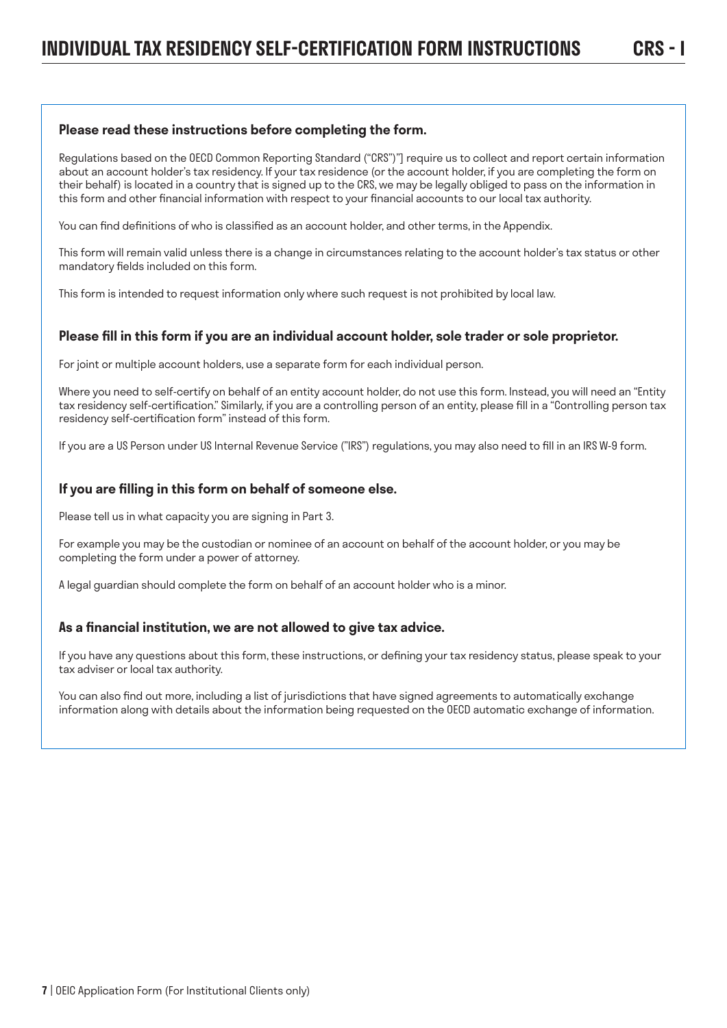# INDIVIDUAL TAX RESIDENCY SELF-CERTIFICATION FORM INSTRUCTIONS CRS - I

### Please read these instructions before completing the form.

Regulations based on the OECD Common Reporting Standard ("CRS")"] require us to collect and report certain information about an account holder's tax residency. If your tax residence (or the account holder, if you are completing the form on their behalf) is located in a country that is signed up to the CRS, we may be legally obliged to pass on the information in this form and other financial information with respect to your financial accounts to our local tax authority.

You can find definitions of who is classified as an account holder, and other terms, in the Appendix.

This form will remain valid unless there is a change in circumstances relating to the account holder's tax status or other mandatory fields included on this form.

This form is intended to request information only where such request is not prohibited by local law.

### Please fill in this form if you are an individual account holder, sole trader or sole proprietor.

For joint or multiple account holders, use a separate form for each individual person.

Where you need to self-certify on behalf of an entity account holder, do not use this form. Instead, you will need an "Entity tax residency self-certification." Similarly, if you are a controlling person of an entity, please fill in a "Controlling person tax residency self-certification form" instead of this form.

If you are a US Person under US Internal Revenue Service ("IRS") regulations, you may also need to fill in an IRS W-9 form.

### If you are filling in this form on behalf of someone else.

Please tell us in what capacity you are signing in Part 3.

For example you may be the custodian or nominee of an account on behalf of the account holder, or you may be completing the form under a power of attorney.

A legal guardian should complete the form on behalf of an account holder who is a minor.

### As a financial institution, we are not allowed to give tax advice.

If you have any questions about this form, these instructions, or defining your tax residency status, please speak to your tax adviser or local tax authority.

You can also find out more, including a list of jurisdictions that have signed agreements to automatically exchange information along with details about the information being requested on the OECD automatic exchange of information.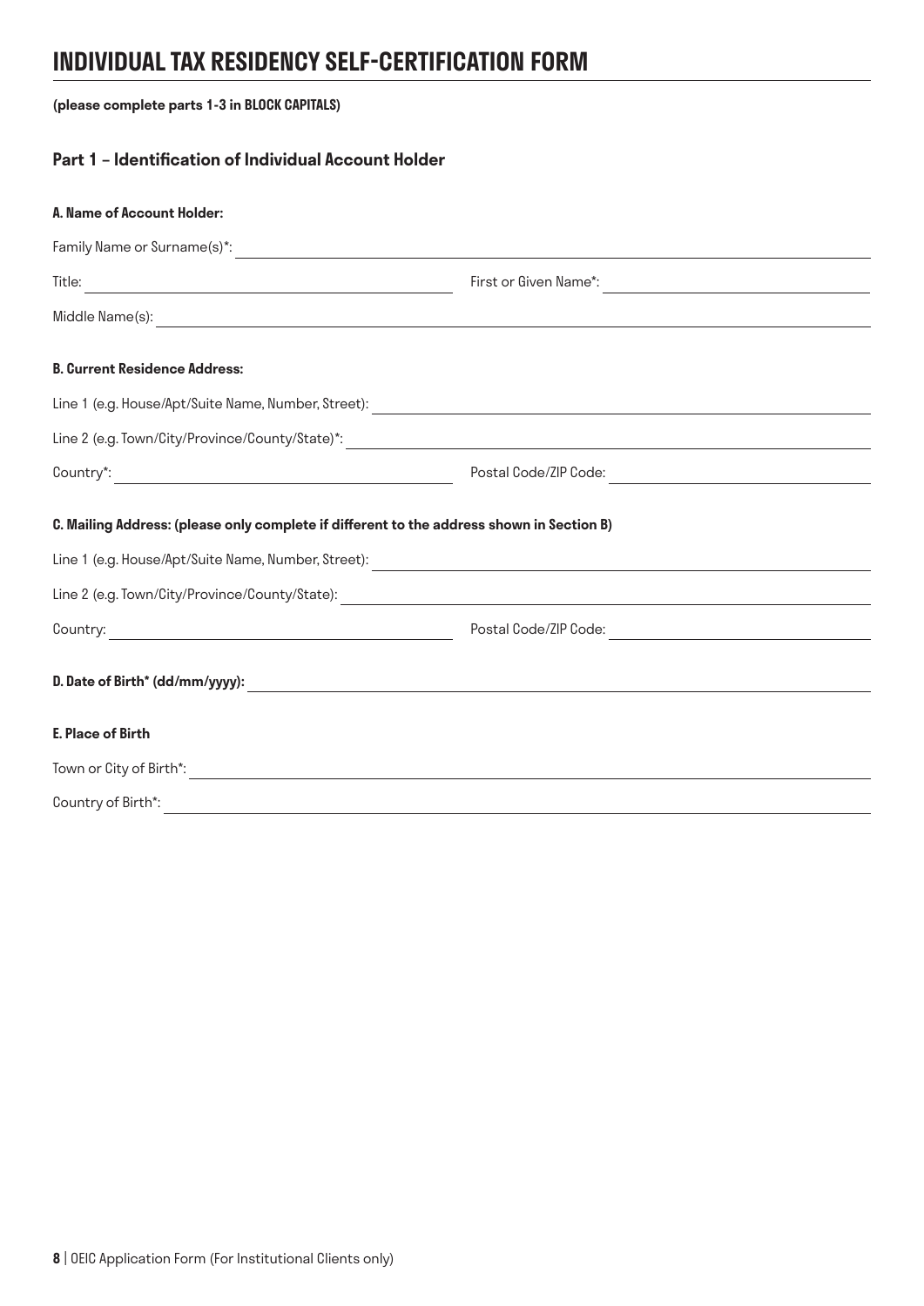# INDIVIDUAL TAX RESIDENCY SELF-CERTIFICATION FORM

**(please complete parts 1-3 in BLOCK CAPITALS)**

## Part 1 – Identification of Individual Account Holder

**A. Name of Account Holder:**

Family Name or Surname(s)*: \_\_\_\_\_\_\_\_\_\_\_\_\_\_\_\_\_\_\_\_

Title: \_\_\_\_\_\_\_\_\_\_\_\_\_\_\_\_\_\_\_\_ First or Given Name*: \_\_\_\_\_\_\_\_\_\_\_\_\_\_\_\_\_\_\_\_

Middle Name(s): \_\_\_\_\_\_\_\_\_\_\_\_\_\_\_\_\_\_\_\_

**B. Current Residence Address:**

Line 1 (e.g. House/Apt/Suite Name, Number, Street): \_\_\_\_\_\_\_\_\_\_\_\_\_\_\_\_\_\_\_\_

Line 2 (e.g. Town/City/Province/County/State)*: \_\_\_\_\_\_\_\_\_\_\_\_\_\_\_\_\_\_\_\_

Country*: \_\_\_\_\_\_\_\_\_\_\_\_\_\_\_\_\_\_\_\_ Postal Code/ZIP Code: \_\_\_\_\_\_\_\_\_\_\_\_\_\_\_\_\_\_\_\_

**C. Mailing Address: (please only complete if different to the address shown in Section B)**

Line 1 (e.g. House/Apt/Suite Name, Number, Street): \_\_\_\_\_\_\_\_\_\_\_\_\_\_\_\_\_\_\_\_

Line 2 (e.g. Town/City/Province/County/State): \_\_\_\_\_\_\_\_\_\_\_\_\_\_\_\_\_\_\_\_

Country: \_\_\_\_\_\_\_\_\_\_\_\_\_\_\_\_\_\_\_\_ Postal Code/ZIP Code: \_\_\_\_\_\_\_\_\_\_\_\_\_\_\_\_\_\_\_\_

**D. Date of Birth* (dd/mm/yyyy):** \_\_\_\_\_\_\_\_\_\_\_\_\_\_\_\_\_\_\_\_

**E. Place of Birth**

Town or City of Birth*: \_\_\_\_\_\_\_\_\_\_\_\_\_\_\_\_\_\_\_\_

Country of Birth*: \_\_\_\_\_\_\_\_\_\_\_\_\_\_\_\_\_\_\_\_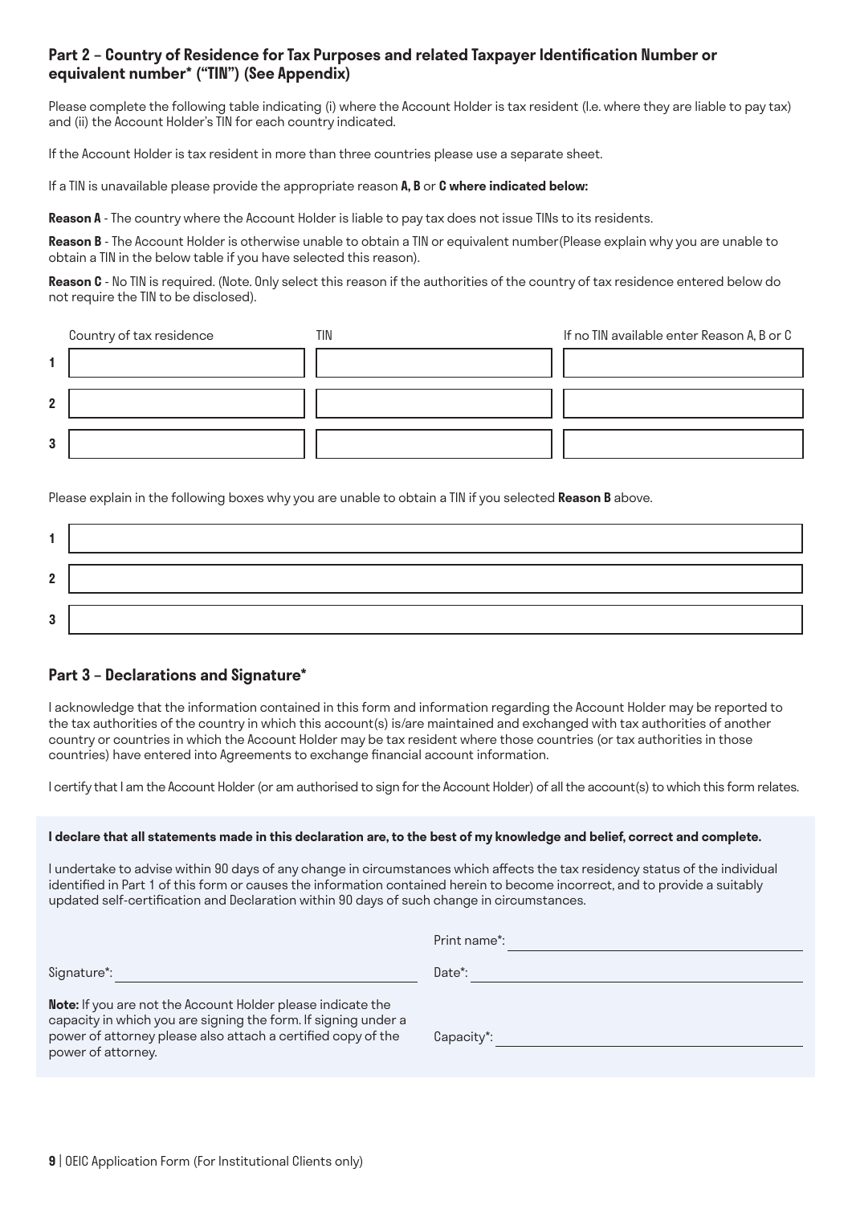## Part 2 – Country of Residence for Tax Purposes and related Taxpayer Identification Number or equivalent number* ("TIN") (See Appendix)

Please complete the following table indicating (i) where the Account Holder is tax resident (I.e. where they are liable to pay tax) and (ii) the Account Holder's TIN for each country indicated.

If the Account Holder is tax resident in more than three countries please use a separate sheet.

If a TIN is unavailable please provide the appropriate reason **A, B** or **C where indicated below:**

**Reason A** - The country where the Account Holder is liable to pay tax does not issue TINs to its residents.

**Reason B** - The Account Holder is otherwise unable to obtain a TIN or equivalent number(Please explain why you are unable to obtain a TIN in the below table if you have selected this reason).

**Reason C** - No TIN is required. (Note. Only select this reason if the authorities of the country of tax residence entered below do not require the TIN to be disclosed).

| | Country of tax residence | TIN | If no TIN available enter Reason A, B or C |
|---|---|---|---|
| 1 | | | |
| 2 | | | |
| 3 | | | |

Please explain in the following boxes why you are unable to obtain a TIN if you selected **Reason B** above.

| | |
|---|---|
| 1 | |
| 2 | |
| 3 | |

## Part 3 – Declarations and Signature*

I acknowledge that the information contained in this form and information regarding the Account Holder may be reported to the tax authorities of the country in which this account(s) is/are maintained and exchanged with tax authorities of another country or countries in which the Account Holder may be tax resident where those countries (or tax authorities in those countries) have entered into Agreements to exchange financial account information.

I certify that I am the Account Holder (or am authorised to sign for the Account Holder) of all the account(s) to which this form relates.

**I declare that all statements made in this declaration are, to the best of my knowledge and belief, correct and complete.**

I undertake to advise within 90 days of any change in circumstances which affects the tax residency status of the individual identified in Part 1 of this form or causes the information contained herein to become incorrect, and to provide a suitably updated self-certification and Declaration within 90 days of such change in circumstances.

Print name*: ______________________

Signature*: ______________________

Date*: ______________________

**Note:** If you are not the Account Holder please indicate the capacity in which you are signing the form. If signing under a power of attorney please also attach a certified copy of the power of attorney.

Capacity*: ______________________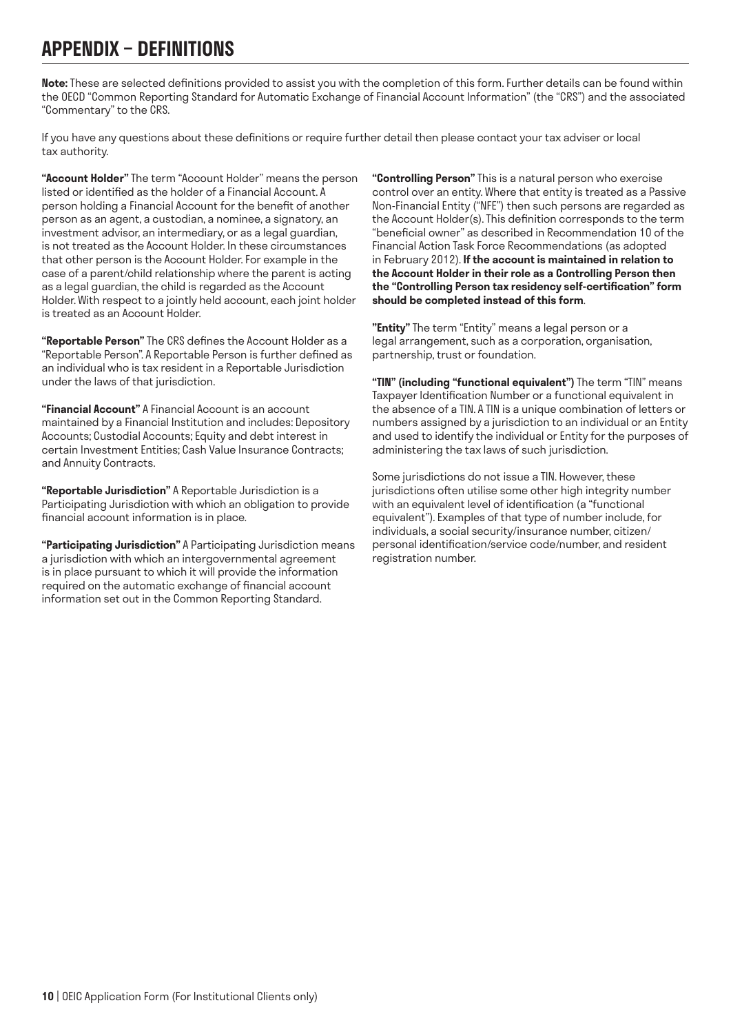# APPENDIX – DEFINITIONS

**Note:** These are selected definitions provided to assist you with the completion of this form. Further details can be found within the OECD "Common Reporting Standard for Automatic Exchange of Financial Account Information" (the "CRS") and the associated "Commentary" to the CRS.

If you have any questions about these definitions or require further detail then please contact your tax adviser or local tax authority.

**"Account Holder"** The term "Account Holder" means the person listed or identified as the holder of a Financial Account. A person holding a Financial Account for the benefit of another person as an agent, a custodian, a nominee, a signatory, an investment advisor, an intermediary, or as a legal guardian, is not treated as the Account Holder. In these circumstances that other person is the Account Holder. For example in the case of a parent/child relationship where the parent is acting as a legal guardian, the child is regarded as the Account Holder. With respect to a jointly held account, each joint holder is treated as an Account Holder.

**"Reportable Person"** The CRS defines the Account Holder as a "Reportable Person". A Reportable Person is further defined as an individual who is tax resident in a Reportable Jurisdiction under the laws of that jurisdiction.

**"Financial Account"** A Financial Account is an account maintained by a Financial Institution and includes: Depository Accounts; Custodial Accounts; Equity and debt interest in certain Investment Entities; Cash Value Insurance Contracts; and Annuity Contracts.

**"Reportable Jurisdiction"** A Reportable Jurisdiction is a Participating Jurisdiction with which an obligation to provide financial account information is in place.

**"Participating Jurisdiction"** A Participating Jurisdiction means a jurisdiction with which an intergovernmental agreement is in place pursuant to which it will provide the information required on the automatic exchange of financial account information set out in the Common Reporting Standard.

**"Controlling Person"** This is a natural person who exercise control over an entity. Where that entity is treated as a Passive Non-Financial Entity ("NFE") then such persons are regarded as the Account Holder(s). This definition corresponds to the term "beneficial owner" as described in Recommendation 10 of the Financial Action Task Force Recommendations (as adopted in February 2012). **If the account is maintained in relation to the Account Holder in their role as a Controlling Person then the "Controlling Person tax residency self-certification" form should be completed instead of this form**.

**"Entity"** The term "Entity" means a legal person or a legal arrangement, such as a corporation, organisation, partnership, trust or foundation.

**"TIN" (including "functional equivalent")** The term "TIN" means Taxpayer Identification Number or a functional equivalent in the absence of a TIN. A TIN is a unique combination of letters or numbers assigned by a jurisdiction to an individual or an Entity and used to identify the individual or Entity for the purposes of administering the tax laws of such jurisdiction.

Some jurisdictions do not issue a TIN. However, these jurisdictions often utilise some other high integrity number with an equivalent level of identification (a "functional equivalent"). Examples of that type of number include, for individuals, a social security/insurance number, citizen/ personal identification/service code/number, and resident registration number.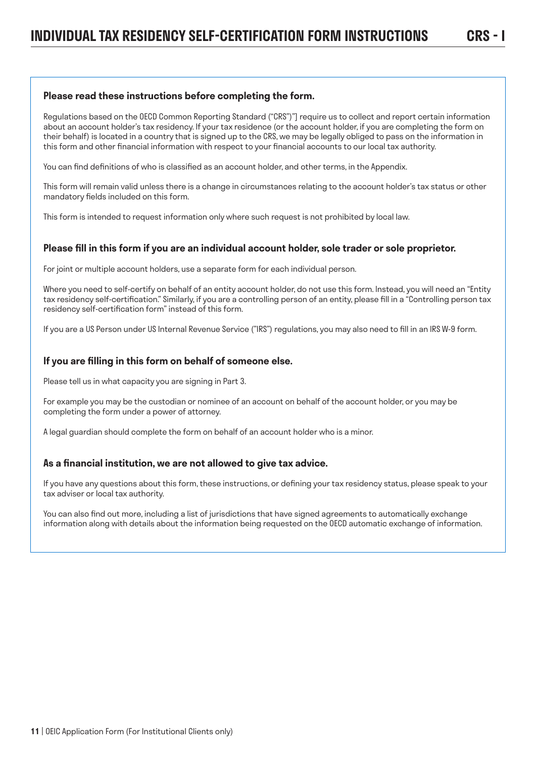# INDIVIDUAL TAX RESIDENCY SELF-CERTIFICATION FORM INSTRUCTIONS CRS - I

### Please read these instructions before completing the form.

Regulations based on the OECD Common Reporting Standard ("CRS")"] require us to collect and report certain information about an account holder's tax residency. If your tax residence (or the account holder, if you are completing the form on their behalf) is located in a country that is signed up to the CRS, we may be legally obliged to pass on the information in this form and other financial information with respect to your financial accounts to our local tax authority.

You can find definitions of who is classified as an account holder, and other terms, in the Appendix.

This form will remain valid unless there is a change in circumstances relating to the account holder's tax status or other mandatory fields included on this form.

This form is intended to request information only where such request is not prohibited by local law.

### Please fill in this form if you are an individual account holder, sole trader or sole proprietor.

For joint or multiple account holders, use a separate form for each individual person.

Where you need to self-certify on behalf of an entity account holder, do not use this form. Instead, you will need an "Entity tax residency self-certification." Similarly, if you are a controlling person of an entity, please fill in a "Controlling person tax residency self-certification form" instead of this form.

If you are a US Person under US Internal Revenue Service ("IRS") regulations, you may also need to fill in an IRS W-9 form.

### If you are filling in this form on behalf of someone else.

Please tell us in what capacity you are signing in Part 3.

For example you may be the custodian or nominee of an account on behalf of the account holder, or you may be completing the form under a power of attorney.

A legal guardian should complete the form on behalf of an account holder who is a minor.

### As a financial institution, we are not allowed to give tax advice.

If you have any questions about this form, these instructions, or defining your tax residency status, please speak to your tax adviser or local tax authority.

You can also find out more, including a list of jurisdictions that have signed agreements to automatically exchange information along with details about the information being requested on the OECD automatic exchange of information.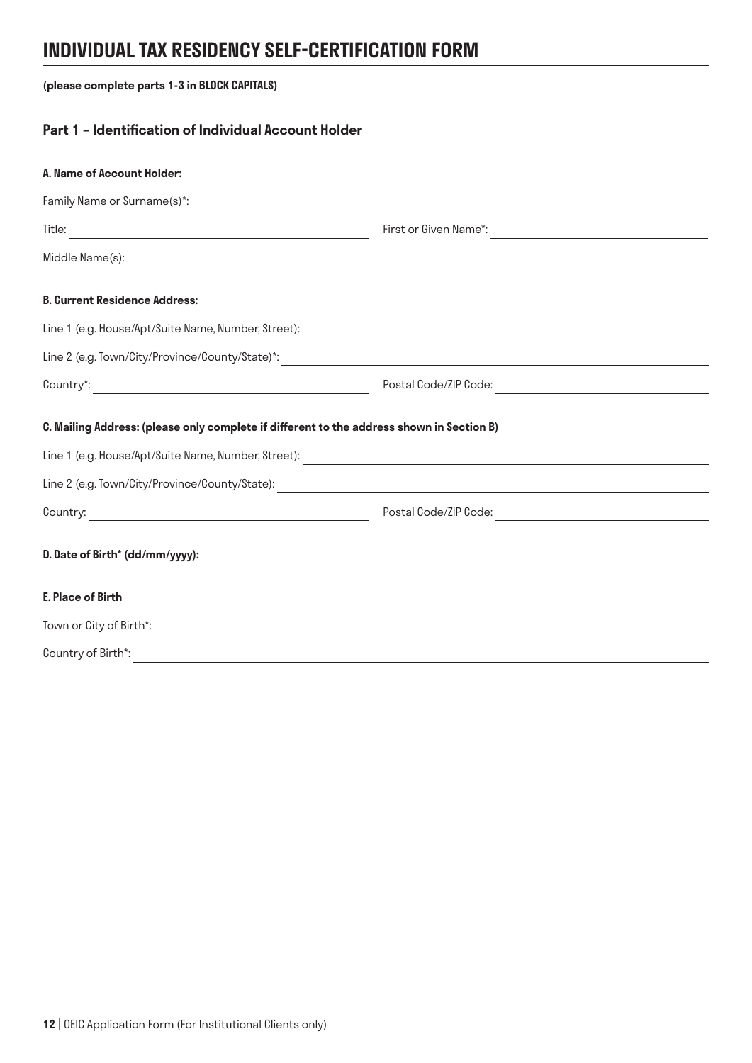# INDIVIDUAL TAX RESIDENCY SELF-CERTIFICATION FORM

**(please complete parts 1-3 in BLOCK CAPITALS)**

## Part 1 – Identification of Individual Account Holder

**A. Name of Account Holder:**

Family Name or Surname(s)*: ______________________________

Title: ______________________________ First or Given Name*: ______________________________

Middle Name(s): ______________________________

**B. Current Residence Address:**

Line 1 (e.g. House/Apt/Suite Name, Number, Street): ______________________________

Line 2 (e.g. Town/City/Province/County/State)*: ______________________________

Country*: ______________________________ Postal Code/ZIP Code: ______________________________

**C. Mailing Address: (please only complete if different to the address shown in Section B)**

Line 1 (e.g. House/Apt/Suite Name, Number, Street): ______________________________

Line 2 (e.g. Town/City/Province/County/State): ______________________________

Country: ______________________________ Postal Code/ZIP Code: ______________________________

**D. Date of Birth* (dd/mm/yyyy):** ______________________________

**E. Place of Birth**

Town or City of Birth*: ______________________________

Country of Birth*: ______________________________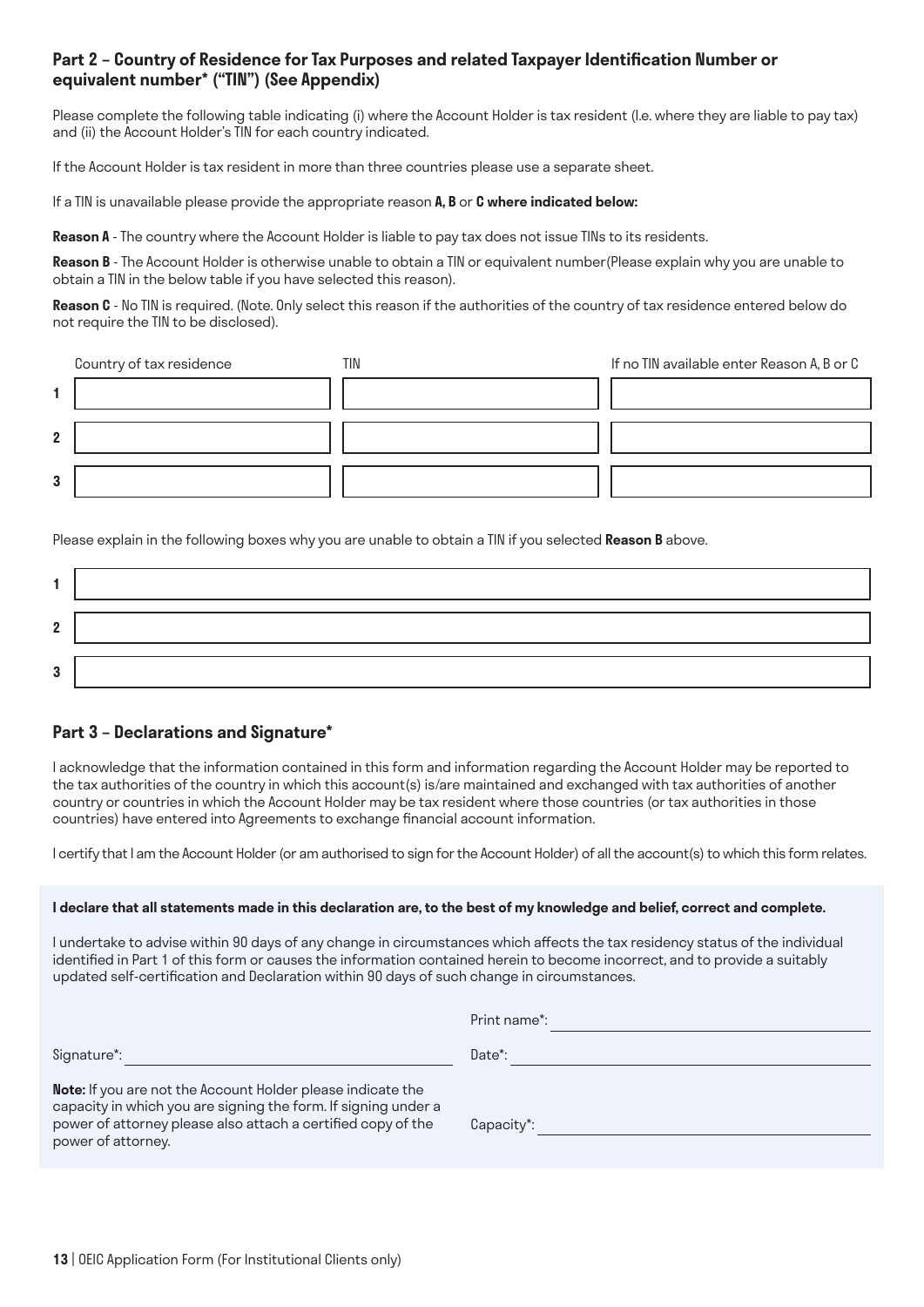## Part 2 – Country of Residence for Tax Purposes and related Taxpayer Identification Number or equivalent number* ("TIN") (See Appendix)

Please complete the following table indicating (i) where the Account Holder is tax resident (I.e. where they are liable to pay tax) and (ii) the Account Holder's TIN for each country indicated.

If the Account Holder is tax resident in more than three countries please use a separate sheet.

If a TIN is unavailable please provide the appropriate reason **A, B** or **C where indicated below:**

**Reason A** - The country where the Account Holder is liable to pay tax does not issue TINs to its residents.

**Reason B** - The Account Holder is otherwise unable to obtain a TIN or equivalent number(Please explain why you are unable to obtain a TIN in the below table if you have selected this reason).

**Reason C** - No TIN is required. (Note. Only select this reason if the authorities of the country of tax residence entered below do not require the TIN to be disclosed).

| | Country of tax residence | TIN | If no TIN available enter Reason A, B or C |
|---|---|---|---|
| 1 | | | |
| 2 | | | |
| 3 | | | |

Please explain in the following boxes why you are unable to obtain a TIN if you selected **Reason B** above.

| | |
|---|---|
| 1 | |
| 2 | |
| 3 | |

## Part 3 – Declarations and Signature*

I acknowledge that the information contained in this form and information regarding the Account Holder may be reported to the tax authorities of the country in which this account(s) is/are maintained and exchanged with tax authorities of another country or countries in which the Account Holder may be tax resident where those countries (or tax authorities in those countries) have entered into Agreements to exchange financial account information.

I certify that I am the Account Holder (or am authorised to sign for the Account Holder) of all the account(s) to which this form relates.

**I declare that all statements made in this declaration are, to the best of my knowledge and belief, correct and complete.**

I undertake to advise within 90 days of any change in circumstances which affects the tax residency status of the individual identified in Part 1 of this form or causes the information contained herein to become incorrect, and to provide a suitably updated self-certification and Declaration within 90 days of such change in circumstances.

Print name*: ______________________

Signature*: ______________________

Date*: ______________________

**Note:** If you are not the Account Holder please indicate the capacity in which you are signing the form. If signing under a power of attorney please also attach a certified copy of the power of attorney.

Capacity*: ______________________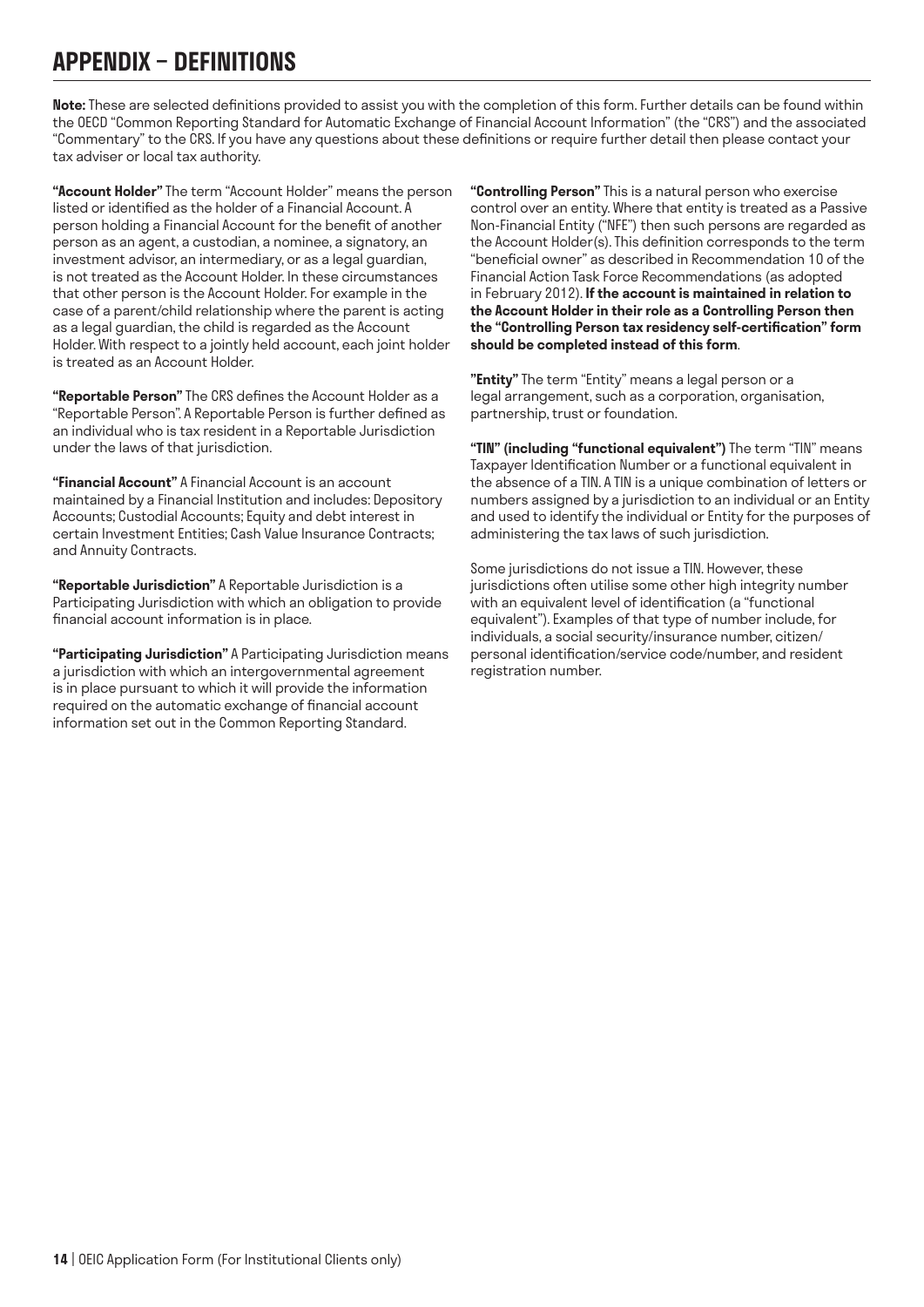# APPENDIX – DEFINITIONS

**Note:** These are selected definitions provided to assist you with the completion of this form. Further details can be found within the OECD "Common Reporting Standard for Automatic Exchange of Financial Account Information" (the "CRS") and the associated "Commentary" to the CRS. If you have any questions about these definitions or require further detail then please contact your tax adviser or local tax authority.

**"Account Holder"** The term "Account Holder" means the person listed or identified as the holder of a Financial Account. A person holding a Financial Account for the benefit of another person as an agent, a custodian, a nominee, a signatory, an investment advisor, an intermediary, or as a legal guardian, is not treated as the Account Holder. In these circumstances that other person is the Account Holder. For example in the case of a parent/child relationship where the parent is acting as a legal guardian, the child is regarded as the Account Holder. With respect to a jointly held account, each joint holder is treated as an Account Holder.

**"Reportable Person"** The CRS defines the Account Holder as a "Reportable Person". A Reportable Person is further defined as an individual who is tax resident in a Reportable Jurisdiction under the laws of that jurisdiction.

**"Financial Account"** A Financial Account is an account maintained by a Financial Institution and includes: Depository Accounts; Custodial Accounts; Equity and debt interest in certain Investment Entities; Cash Value Insurance Contracts; and Annuity Contracts.

**"Reportable Jurisdiction"** A Reportable Jurisdiction is a Participating Jurisdiction with which an obligation to provide financial account information is in place.

**"Participating Jurisdiction"** A Participating Jurisdiction means a jurisdiction with which an intergovernmental agreement is in place pursuant to which it will provide the information required on the automatic exchange of financial account information set out in the Common Reporting Standard.

**"Controlling Person"** This is a natural person who exercise control over an entity. Where that entity is treated as a Passive Non-Financial Entity ("NFE") then such persons are regarded as the Account Holder(s). This definition corresponds to the term "beneficial owner" as described in Recommendation 10 of the Financial Action Task Force Recommendations (as adopted in February 2012). **If the account is maintained in relation to the Account Holder in their role as a Controlling Person then the "Controlling Person tax residency self-certification" form should be completed instead of this form**.

**"Entity"** The term "Entity" means a legal person or a legal arrangement, such as a corporation, organisation, partnership, trust or foundation.

**"TIN" (including "functional equivalent")** The term "TIN" means Taxpayer Identification Number or a functional equivalent in the absence of a TIN. A TIN is a unique combination of letters or numbers assigned by a jurisdiction to an individual or an Entity and used to identify the individual or Entity for the purposes of administering the tax laws of such jurisdiction.

Some jurisdictions do not issue a TIN. However, these jurisdictions often utilise some other high integrity number with an equivalent level of identification (a "functional equivalent"). Examples of that type of number include, for individuals, a social security/insurance number, citizen/personal identification/service code/number, and resident registration number.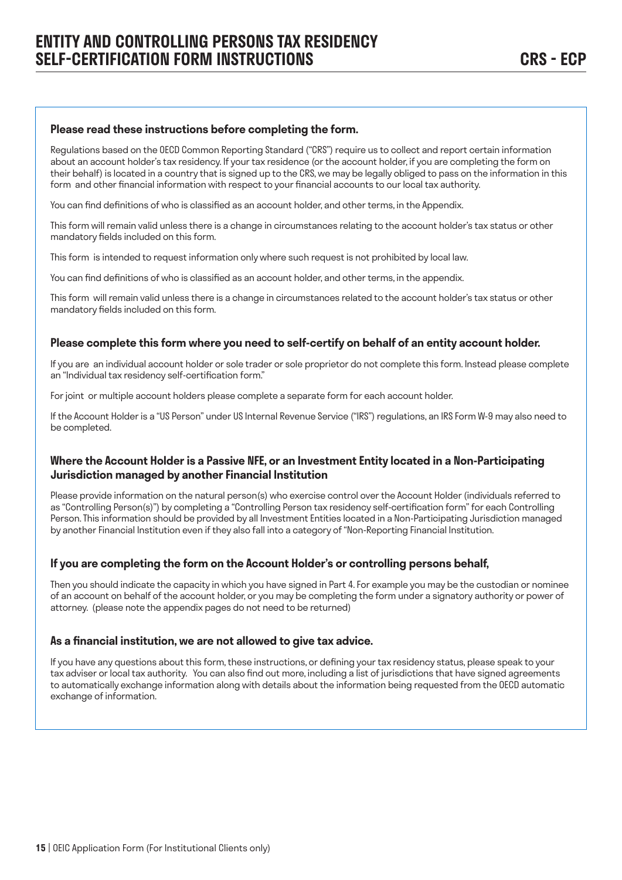# ENTITY AND CONTROLLING PERSONS TAX RESIDENCY SELF-CERTIFICATION FORM INSTRUCTIONS

**CRS - ECP**

### Please read these instructions before completing the form.

Regulations based on the OECD Common Reporting Standard ("CRS") require us to collect and report certain information about an account holder's tax residency. If your tax residence (or the account holder, if you are completing the form on their behalf) is located in a country that is signed up to the CRS, we may be legally obliged to pass on the information in this form and other financial information with respect to your financial accounts to our local tax authority.

You can find definitions of who is classified as an account holder, and other terms, in the Appendix.

This form will remain valid unless there is a change in circumstances relating to the account holder's tax status or other mandatory fields included on this form.

This form is intended to request information only where such request is not prohibited by local law.

You can find definitions of who is classified as an account holder, and other terms, in the appendix.

This form will remain valid unless there is a change in circumstances related to the account holder's tax status or other mandatory fields included on this form.

### Please complete this form where you need to self-certify on behalf of an entity account holder.

If you are an individual account holder or sole trader or sole proprietor do not complete this form. Instead please complete an "Individual tax residency self-certification form."

For joint or multiple account holders please complete a separate form for each account holder.

If the Account Holder is a "US Person" under US Internal Revenue Service ("IRS") regulations, an IRS Form W-9 may also need to be completed.

### Where the Account Holder is a Passive NFE, or an Investment Entity located in a Non-Participating Jurisdiction managed by another Financial Institution

Please provide information on the natural person(s) who exercise control over the Account Holder (individuals referred to as "Controlling Person(s)") by completing a "Controlling Person tax residency self-certification form" for each Controlling Person. This information should be provided by all Investment Entities located in a Non-Participating Jurisdiction managed by another Financial Institution even if they also fall into a category of "Non-Reporting Financial Institution.

### If you are completing the form on the Account Holder's or controlling persons behalf,

Then you should indicate the capacity in which you have signed in Part 4. For example you may be the custodian or nominee of an account on behalf of the account holder, or you may be completing the form under a signatory authority or power of attorney. (please note the appendix pages do not need to be returned)

### As a financial institution, we are not allowed to give tax advice.

If you have any questions about this form, these instructions, or defining your tax residency status, please speak to your tax adviser or local tax authority. You can also find out more, including a list of jurisdictions that have signed agreements to automatically exchange information along with details about the information being requested from the OECD automatic exchange of information.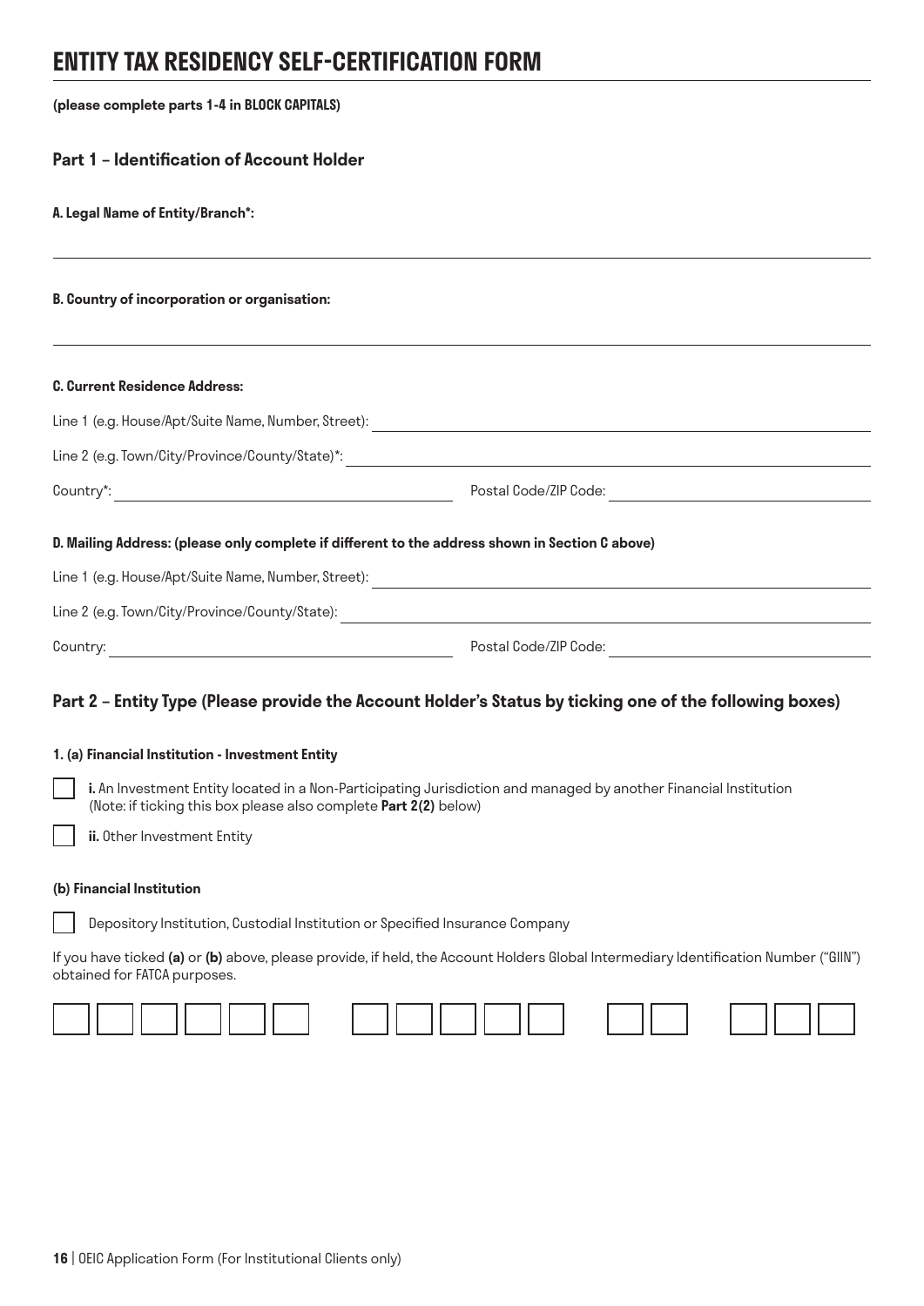／# ENTITY TAX RESIDENCY SELF-CERTIFICATION FORM

**(please complete parts 1-4 in BLOCK CAPITALS)**

## Part 1 – Identification of Account Holder

**A. Legal Name of Entity/Branch*:**

**B. Country of incorporation or organisation:**

**C. Current Residence Address:**

Line 1 (e.g. House/Apt/Suite Name, Number, Street):

Line 2 (e.g. Town/City/Province/County/State)*:

Country*: Postal Code/ZIP Code:

**D. Mailing Address: (please only complete if different to the address shown in Section C above)**

Line 1 (e.g. House/Apt/Suite Name, Number, Street):

Line 2 (e.g. Town/City/Province/County/State):

Country: Postal Code/ZIP Code:

## Part 2 – Entity Type (Please provide the Account Holder's Status by ticking one of the following boxes)

**1. (a) Financial Institution - Investment Entity**

☐ **i.** An Investment Entity located in a Non-Participating Jurisdiction and managed by another Financial Institution (Note: if ticking this box please also complete **Part 2(2)** below)

☐ **ii.** Other Investment Entity

**(b) Financial Institution**

☐ Depository Institution, Custodial Institution or Specified Insurance Company

If you have ticked **(a)** or **(b)** above, please provide, if held, the Account Holders Global Intermediary Identification Number ("GIIN") obtained for FATCA purposes.

☐☐☐☐☐☐ ☐☐☐☐☐ ☐☐ ☐☐☐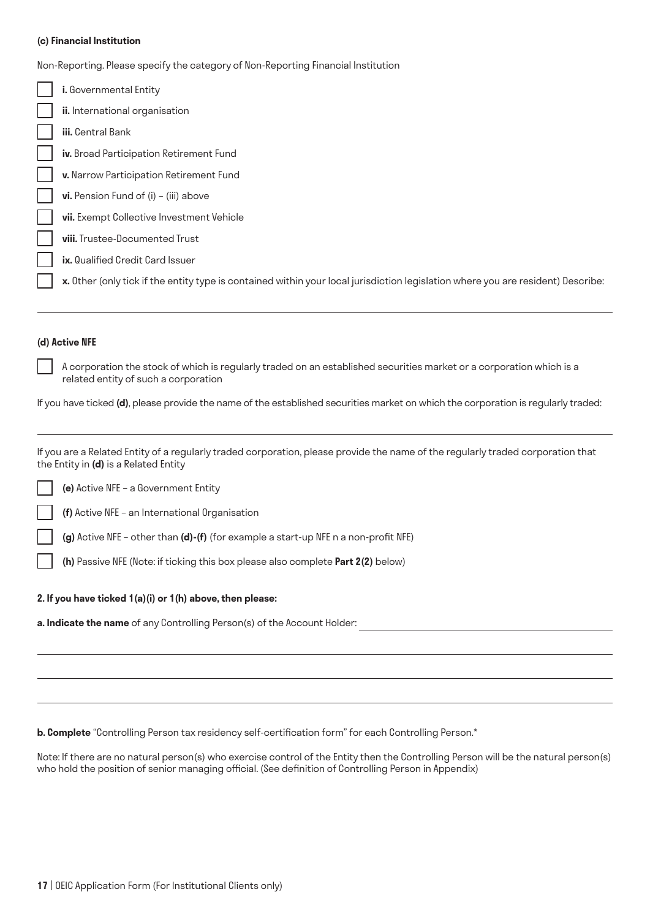**(c) Financial Institution**

Non-Reporting. Please specify the category of Non-Reporting Financial Institution

- ☐ **i.** Governmental Entity
- ☐ **ii.** International organisation
- ☐ **iii.** Central Bank
- ☐ **iv.** Broad Participation Retirement Fund
- ☐ **v.** Narrow Participation Retirement Fund
- ☐ **vi.** Pension Fund of (i) – (iii) above
- ☐ **vii.** Exempt Collective Investment Vehicle
- ☐ **viii.** Trustee-Documented Trust
- ☐ **ix.** Qualified Credit Card Issuer
- ☐ **x.** Other (only tick if the entity type is contained within your local jurisdiction legislation where you are resident) Describe:

______________________________________________________________________

**(d) Active NFE**

☐ A corporation the stock of which is regularly traded on an established securities market or a corporation which is a related entity of such a corporation

If you have ticked **(d)**, please provide the name of the established securities market on which the corporation is regularly traded:

______________________________________________________________________

If you are a Related Entity of a regularly traded corporation, please provide the name of the regularly traded corporation that the Entity in **(d)** is a Related Entity

- ☐ **(e)** Active NFE – a Government Entity
- ☐ **(f)** Active NFE – an International Organisation
- ☐ **(g)** Active NFE – other than **(d)-(f)** (for example a start-up NFE n a non-profit NFE)
- ☐ **(h)** Passive NFE (Note: if ticking this box please also complete **Part 2(2)** below)

**2. If you have ticked 1(a)(i) or 1(h) above, then please:**

**a. Indicate the name** of any Controlling Person(s) of the Account Holder: ______________________________

______________________________________________________________________

______________________________________________________________________

______________________________________________________________________

**b. Complete** "Controlling Person tax residency self-certification form" for each Controlling Person.*

Note: If there are no natural person(s) who exercise control of the Entity then the Controlling Person will be the natural person(s) who hold the position of senior managing official. (See definition of Controlling Person in Appendix)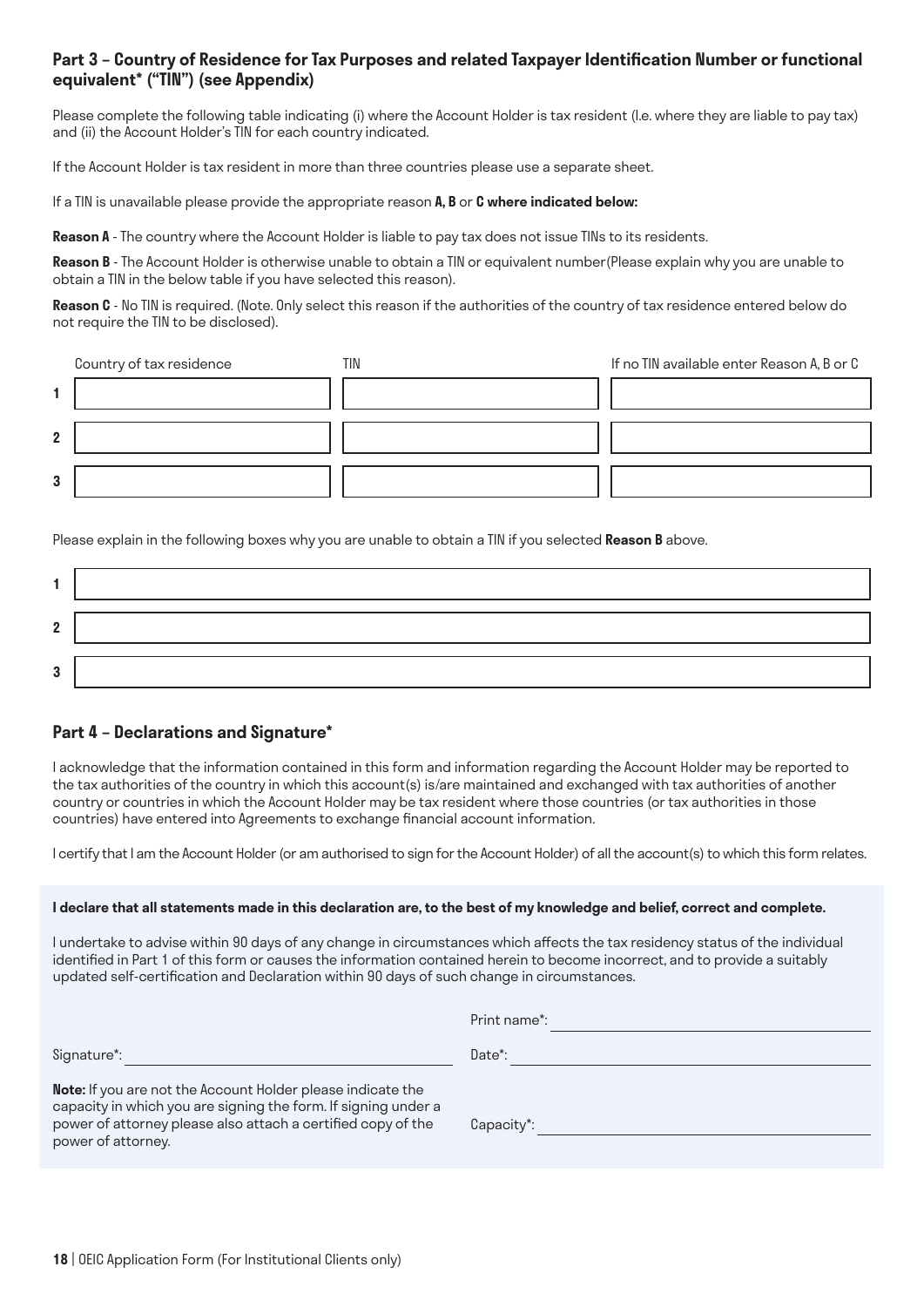## Part 3 – Country of Residence for Tax Purposes and related Taxpayer Identification Number or functional equivalent* ("TIN") (see Appendix)

Please complete the following table indicating (i) where the Account Holder is tax resident (I.e. where they are liable to pay tax) and (ii) the Account Holder's TIN for each country indicated.

If the Account Holder is tax resident in more than three countries please use a separate sheet.

If a TIN is unavailable please provide the appropriate reason **A, B** or **C where indicated below:**

**Reason A** - The country where the Account Holder is liable to pay tax does not issue TINs to its residents.

**Reason B** - The Account Holder is otherwise unable to obtain a TIN or equivalent number(Please explain why you are unable to obtain a TIN in the below table if you have selected this reason).

**Reason C** - No TIN is required. (Note. Only select this reason if the authorities of the country of tax residence entered below do not require the TIN to be disclosed).

| | Country of tax residence | TIN | If no TIN available enter Reason A, B or C |
|---|---|---|---|
| **1** | | | |
| **2** | | | |
| **3** | | | |

Please explain in the following boxes why you are unable to obtain a TIN if you selected **Reason B** above.

| | |
|---|---|
| **1** | |
| **2** | |
| **3** | |

## Part 4 – Declarations and Signature*

I acknowledge that the information contained in this form and information regarding the Account Holder may be reported to the tax authorities of the country in which this account(s) is/are maintained and exchanged with tax authorities of another country or countries in which the Account Holder may be tax resident where those countries (or tax authorities in those countries) have entered into Agreements to exchange financial account information.

I certify that I am the Account Holder (or am authorised to sign for the Account Holder) of all the account(s) to which this form relates.

**I declare that all statements made in this declaration are, to the best of my knowledge and belief, correct and complete.**

I undertake to advise within 90 days of any change in circumstances which affects the tax residency status of the individual identified in Part 1 of this form or causes the information contained herein to become incorrect, and to provide a suitably updated self-certification and Declaration within 90 days of such change in circumstances.

Print name*: ____________________

Signature*: ____________________

Date*: ____________________

**Note:** If you are not the Account Holder please indicate the capacity in which you are signing the form. If signing under a power of attorney please also attach a certified copy of the power of attorney.

Capacity*: ____________________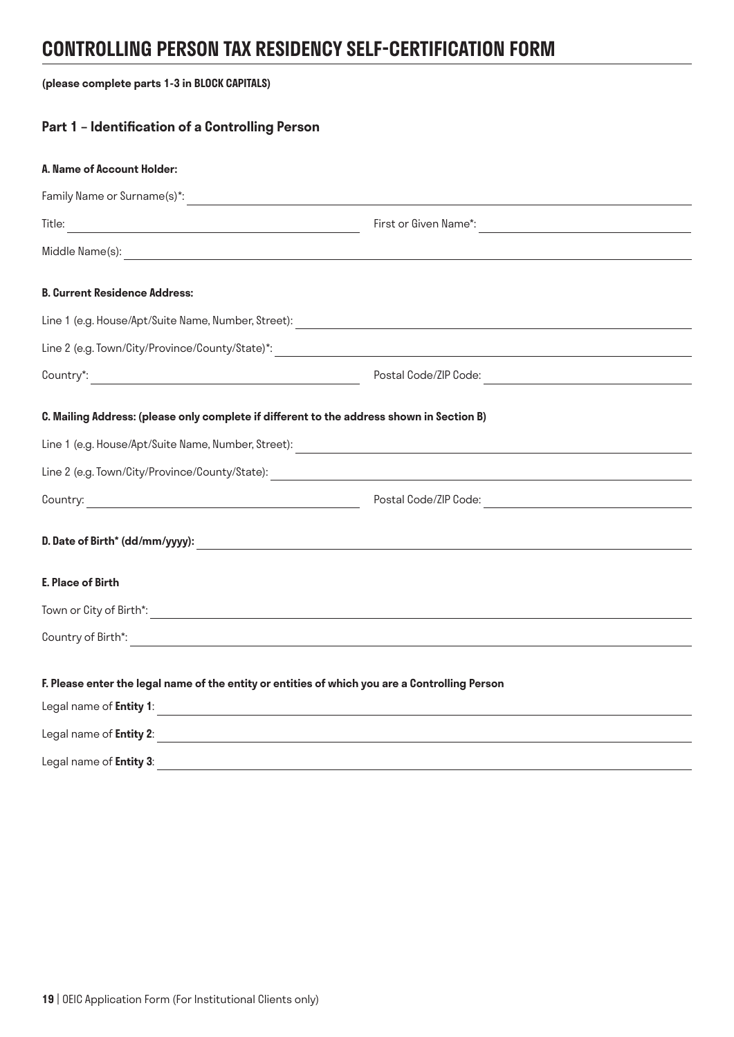# CONTROLLING PERSON TAX RESIDENCY SELF-CERTIFICATION FORM

**(please complete parts 1-3 in BLOCK CAPITALS)**

## Part 1 – Identification of a Controlling Person

**A. Name of Account Holder:**

Family Name or Surname(s)*: ______________________________

Title: ______________________________ First or Given Name*: ______________________________

Middle Name(s): ______________________________

**B. Current Residence Address:**

Line 1 (e.g. House/Apt/Suite Name, Number, Street): ______________________________

Line 2 (e.g. Town/City/Province/County/State)*: ______________________________

Country*: ______________________________ Postal Code/ZIP Code: ______________________________

**C. Mailing Address: (please only complete if different to the address shown in Section B)**

Line 1 (e.g. House/Apt/Suite Name, Number, Street): ______________________________

Line 2 (e.g. Town/City/Province/County/State): ______________________________

Country: ______________________________ Postal Code/ZIP Code: ______________________________

**D. Date of Birth* (dd/mm/yyyy):** ______________________________

**E. Place of Birth**

Town or City of Birth*: ______________________________

Country of Birth*: ______________________________

**F. Please enter the legal name of the entity or entities of which you are a Controlling Person**

Legal name of **Entity 1**: ______________________________

Legal name of **Entity 2**: ______________________________

Legal name of **Entity 3**: ______________________________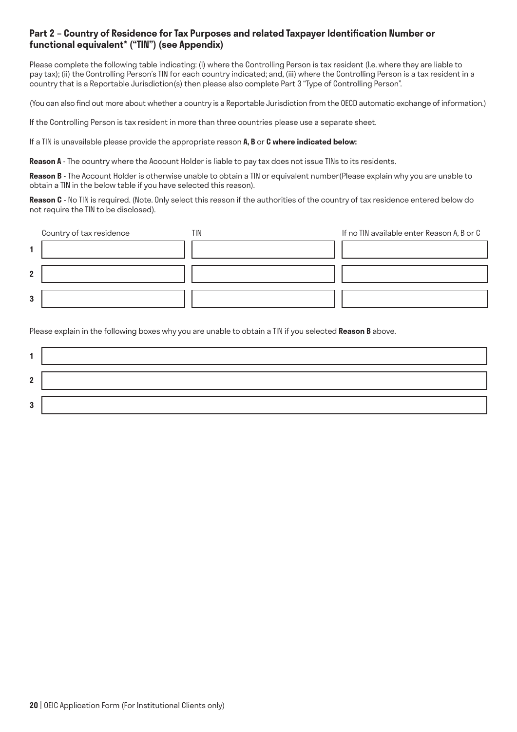## Part 2 – Country of Residence for Tax Purposes and related Taxpayer Identification Number or functional equivalent* ("TIN") (see Appendix)

Please complete the following table indicating: (i) where the Controlling Person is tax resident (I.e. where they are liable to pay tax); (ii) the Controlling Person's TIN for each country indicated; and, (iii) where the Controlling Person is a tax resident in a country that is a Reportable Jurisdiction(s) then please also complete Part 3 "Type of Controlling Person".

(You can also find out more about whether a country is a Reportable Jurisdiction from the OECD automatic exchange of information.)

If the Controlling Person is tax resident in more than three countries please use a separate sheet.

If a TIN is unavailable please provide the appropriate reason **A, B** or **C where indicated below:**

**Reason A** - The country where the Account Holder is liable to pay tax does not issue TINs to its residents.

**Reason B** - The Account Holder is otherwise unable to obtain a TIN or equivalent number(Please explain why you are unable to obtain a TIN in the below table if you have selected this reason).

**Reason C** - No TIN is required. (Note. Only select this reason if the authorities of the country of tax residence entered below do not require the TIN to be disclosed).

| | Country of tax residence | TIN | If no TIN available enter Reason A, B or C |
|---|---|---|---|
| 1 | | | |
| 2 | | | |
| 3 | | | |

Please explain in the following boxes why you are unable to obtain a TIN if you selected **Reason B** above.

| | |
|---|---|
| 1 | |
| 2 | |
| 3 | |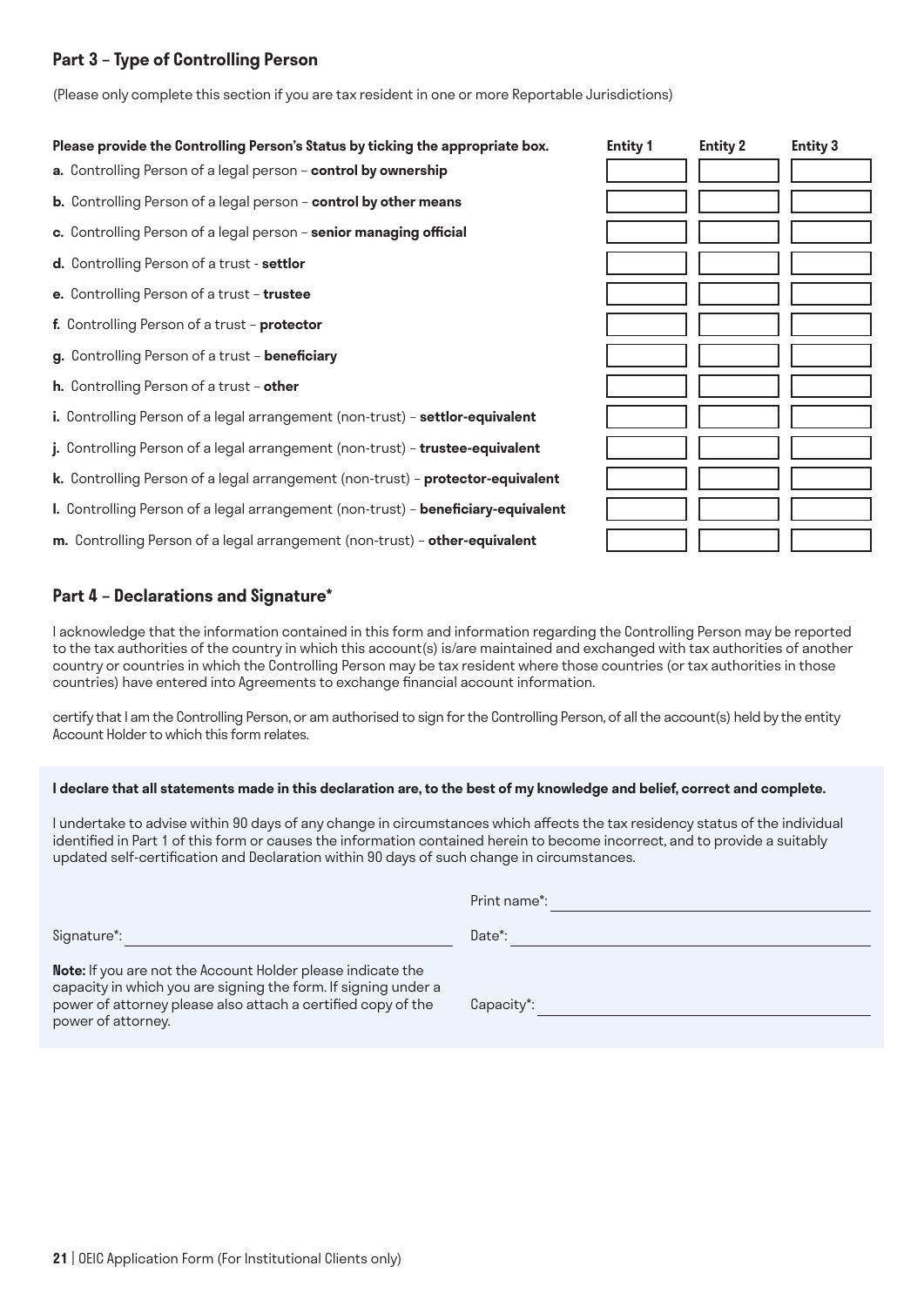## Part 3 – Type of Controlling Person

(Please only complete this section if you are tax resident in one or more Reportable Jurisdictions)

| Please provide the Controlling Person's Status by ticking the appropriate box. | Entity 1 | Entity 2 | Entity 3 |
|---|---|---|---|
| **a.** Controlling Person of a legal person – **control by ownership** | | | |
| **b.** Controlling Person of a legal person – **control by other means** | | | |
| **c.** Controlling Person of a legal person – **senior managing official** | | | |
| **d.** Controlling Person of a trust - **settlor** | | | |
| **e.** Controlling Person of a trust – **trustee** | | | |
| **f.** Controlling Person of a trust – **protector** | | | |
| **g.** Controlling Person of a trust – **beneficiary** | | | |
| **h.** Controlling Person of a trust – **other** | | | |
| **i.** Controlling Person of a legal arrangement (non-trust) – **settlor-equivalent** | | | |
| **j.** Controlling Person of a legal arrangement (non-trust) – **trustee-equivalent** | | | |
| **k.** Controlling Person of a legal arrangement (non-trust) – **protector-equivalent** | | | |
| **l.** Controlling Person of a legal arrangement (non-trust) – **beneficiary-equivalent** | | | |
| **m.** Controlling Person of a legal arrangement (non-trust) – **other-equivalent** | | | |

## Part 4 – Declarations and Signature*

I acknowledge that the information contained in this form and information regarding the Controlling Person may be reported to the tax authorities of the country in which this account(s) is/are maintained and exchanged with tax authorities of another country or countries in which the Controlling Person may be tax resident where those countries (or tax authorities in those countries) have entered into Agreements to exchange financial account information.

certify that I am the Controlling Person, or am authorised to sign for the Controlling Person, of all the account(s) held by the entity Account Holder to which this form relates.

**I declare that all statements made in this declaration are, to the best of my knowledge and belief, correct and complete.**

I undertake to advise within 90 days of any change in circumstances which affects the tax residency status of the individual identified in Part 1 of this form or causes the information contained herein to become incorrect, and to provide a suitably updated self-certification and Declaration within 90 days of such change in circumstances.

Print name*: ______________________

Signature*: ______________________

Date*: ______________________

**Note:** If you are not the Account Holder please indicate the capacity in which you are signing the form. If signing under a power of attorney please also attach a certified copy of the power of attorney.

Capacity*: ______________________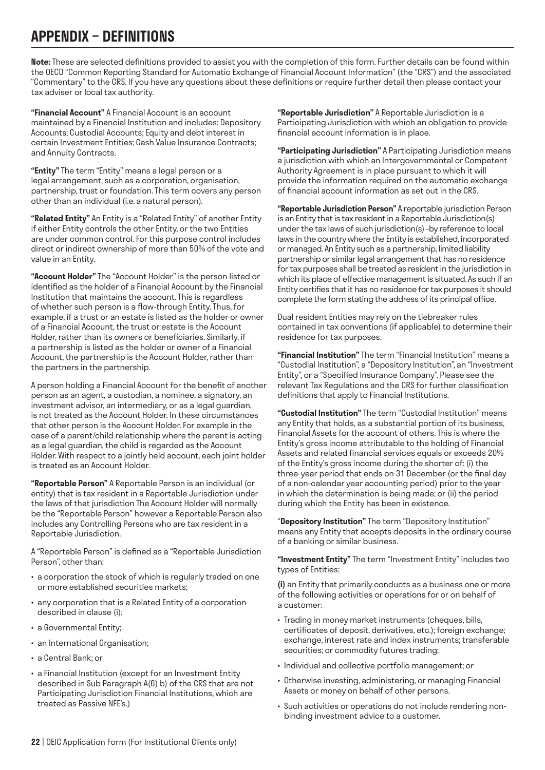# APPENDIX – DEFINITIONS

**Note:** These are selected definitions provided to assist you with the completion of this form. Further details can be found within the OECD "Common Reporting Standard for Automatic Exchange of Financial Account Information" (the "CRS") and the associated "Commentary" to the CRS. If you have any questions about these definitions or require further detail then please contact your tax adviser or local tax authority.

**"Financial Account"** A Financial Account is an account maintained by a Financial Institution and includes: Depository Accounts; Custodial Accounts; Equity and debt interest in certain Investment Entities; Cash Value Insurance Contracts; and Annuity Contracts.

**"Entity"** The term "Entity" means a legal person or a legal arrangement, such as a corporation, organisation, partnership, trust or foundation. This term covers any person other than an individual (i.e. a natural person).

**"Related Entity"** An Entity is a "Related Entity" of another Entity if either Entity controls the other Entity, or the two Entities are under common control. For this purpose control includes direct or indirect ownership of more than 50% of the vote and value in an Entity.

**"Account Holder"** The "Account Holder" is the person listed or identified as the holder of a Financial Account by the Financial Institution that maintains the account. This is regardless of whether such person is a flow-through Entity. Thus, for example, if a trust or an estate is listed as the holder or owner of a Financial Account, the trust or estate is the Account Holder, rather than its owners or beneficiaries. Similarly, if a partnership is listed as the holder or owner of a Financial Account, the partnership is the Account Holder, rather than the partners in the partnership.

A person holding a Financial Account for the benefit of another person as an agent, a custodian, a nominee, a signatory, an investment advisor, an intermediary, or as a legal guardian, is not treated as the Account Holder. In these circumstances that other person is the Account Holder. For example in the case of a parent/child relationship where the parent is acting as a legal guardian, the child is regarded as the Account Holder. With respect to a jointly held account, each joint holder is treated as an Account Holder.

**"Reportable Person"** A Reportable Person is an individual (or entity) that is tax resident in a Reportable Jurisdiction under the laws of that jurisdiction The Account Holder will normally be the "Reportable Person" however a Reportable Person also includes any Controlling Persons who are tax resident in a Reportable Jurisdiction.

A "Reportable Person" is defined as a "Reportable Jurisdiction Person", other than:

- a corporation the stock of which is regularly traded on one or more established securities markets;
- any corporation that is a Related Entity of a corporation described in clause (i);
- a Governmental Entity;
- an International Organisation;
- a Central Bank; or
- a Financial Institution (except for an Investment Entity described in Sub Paragraph A(6) b) of the CRS that are not Participating Jurisdiction Financial Institutions, which are treated as Passive NFE's.)

**"Reportable Jurisdiction"** A Reportable Jurisdiction is a Participating Jurisdiction with which an obligation to provide financial account information is in place.

**"Participating Jurisdiction"** A Participating Jurisdiction means a jurisdiction with which an Intergovernmental or Competent Authority Agreement is in place pursuant to which it will provide the information required on the automatic exchange of financial account information as set out in the CRS.

**"Reportable Jurisdiction Person"** A reportable jurisdiction Person is an Entity that is tax resident in a Reportable Jurisdiction(s) under the tax laws of such jurisdiction(s) -by reference to local laws in the country where the Entity is established, incorporated or managed. An Entity such as a partnership, limited liability partnership or similar legal arrangement that has no residence for tax purposes shall be treated as resident in the jurisdiction in which its place of effective management is situated. As such if an Entity certifies that it has no residence for tax purposes it should complete the form stating the address of its principal office.

Dual resident Entities may rely on the tiebreaker rules contained in tax conventions (if applicable) to determine their residence for tax purposes.

**"Financial Institution"** The term "Financial Institution" means a "Custodial Institution", a "Depository Institution", an "Investment Entity", or a "Specified Insurance Company". Please see the relevant Tax Regulations and the CRS for further classification definitions that apply to Financial Institutions.

**"Custodial Institution"** The term "Custodial Institution" means any Entity that holds, as a substantial portion of its business, Financial Assets for the account of others. This is where the Entity's gross income attributable to the holding of Financial Assets and related financial services equals or exceeds 20% of the Entity's gross income during the shorter of: (i) the three-year period that ends on 31 December (or the final day of a non-calendar year accounting period) prior to the year in which the determination is being made; or (ii) the period during which the Entity has been in existence.

"**Depository Institution"** The term "Depository Institution" means any Entity that accepts deposits in the ordinary course of a banking or similar business.

**"Investment Entity"** The term "Investment Entity" includes two types of Entities:

**(i)** an Entity that primarily conducts as a business one or more of the following activities or operations for or on behalf of a customer:

- Trading in money market instruments (cheques, bills, certificates of deposit, derivatives, etc.); foreign exchange; exchange, interest rate and index instruments; transferable securities; or commodity futures trading;
- Individual and collective portfolio management; or
- Otherwise investing, administering, or managing Financial Assets or money on behalf of other persons.
- Such activities or operations do not include rendering non-binding investment advice to a customer.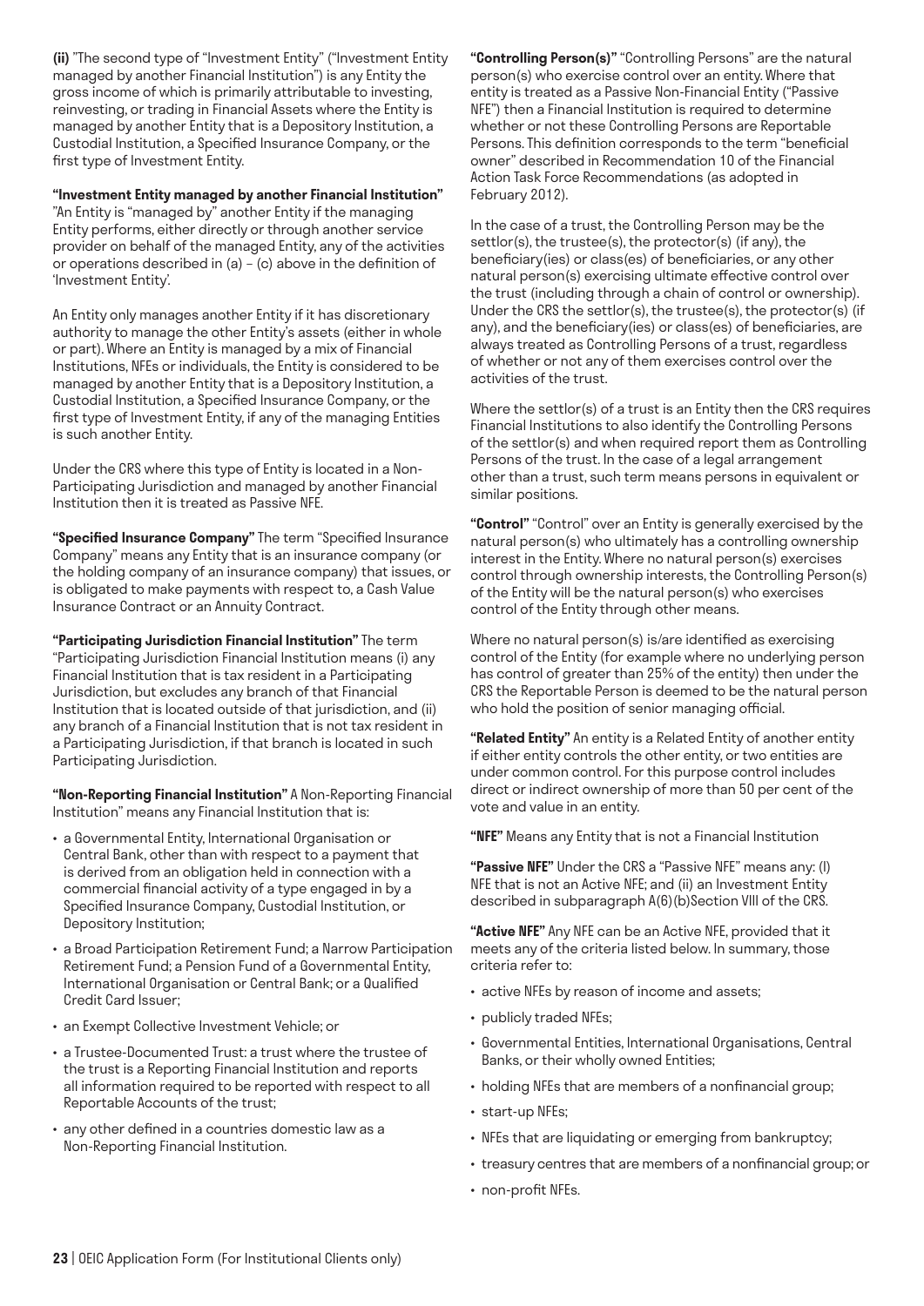**(ii)** "The second type of "Investment Entity" ("Investment Entity managed by another Financial Institution") is any Entity the gross income of which is primarily attributable to investing, reinvesting, or trading in Financial Assets where the Entity is managed by another Entity that is a Depository Institution, a Custodial Institution, a Specified Insurance Company, or the first type of Investment Entity.

**"Investment Entity managed by another Financial Institution"** "An Entity is "managed by" another Entity if the managing Entity performs, either directly or through another service provider on behalf of the managed Entity, any of the activities or operations described in (a) – (c) above in the definition of 'Investment Entity'.

An Entity only manages another Entity if it has discretionary authority to manage the other Entity's assets (either in whole or part). Where an Entity is managed by a mix of Financial Institutions, NFEs or individuals, the Entity is considered to be managed by another Entity that is a Depository Institution, a Custodial Institution, a Specified Insurance Company, or the first type of Investment Entity, if any of the managing Entities is such another Entity.

Under the CRS where this type of Entity is located in a Non-Participating Jurisdiction and managed by another Financial Institution then it is treated as Passive NFE.

**"Specified Insurance Company"** The term "Specified Insurance Company" means any Entity that is an insurance company (or the holding company of an insurance company) that issues, or is obligated to make payments with respect to, a Cash Value Insurance Contract or an Annuity Contract.

**"Participating Jurisdiction Financial Institution"** The term "Participating Jurisdiction Financial Institution means (i) any Financial Institution that is tax resident in a Participating Jurisdiction, but excludes any branch of that Financial Institution that is located outside of that jurisdiction, and (ii) any branch of a Financial Institution that is not tax resident in a Participating Jurisdiction, if that branch is located in such Participating Jurisdiction.

**"Non-Reporting Financial Institution"** A Non-Reporting Financial Institution" means any Financial Institution that is:

- a Governmental Entity, International Organisation or Central Bank, other than with respect to a payment that is derived from an obligation held in connection with a commercial financial activity of a type engaged in by a Specified Insurance Company, Custodial Institution, or Depository Institution;
- a Broad Participation Retirement Fund; a Narrow Participation Retirement Fund; a Pension Fund of a Governmental Entity, International Organisation or Central Bank; or a Qualified Credit Card Issuer;
- an Exempt Collective Investment Vehicle; or
- a Trustee-Documented Trust: a trust where the trustee of the trust is a Reporting Financial Institution and reports all information required to be reported with respect to all Reportable Accounts of the trust;
- any other defined in a countries domestic law as a Non-Reporting Financial Institution.

**"Controlling Person(s)"** "Controlling Persons" are the natural person(s) who exercise control over an entity. Where that entity is treated as a Passive Non-Financial Entity ("Passive NFE") then a Financial Institution is required to determine whether or not these Controlling Persons are Reportable Persons. This definition corresponds to the term "beneficial owner" described in Recommendation 10 of the Financial Action Task Force Recommendations (as adopted in February 2012).

In the case of a trust, the Controlling Person may be the settlor(s), the trustee(s), the protector(s) (if any), the beneficiary(ies) or class(es) of beneficiaries, or any other natural person(s) exercising ultimate effective control over the trust (including through a chain of control or ownership). Under the CRS the settlor(s), the trustee(s), the protector(s) (if any), and the beneficiary(ies) or class(es) of beneficiaries, are always treated as Controlling Persons of a trust, regardless of whether or not any of them exercises control over the activities of the trust.

Where the settlor(s) of a trust is an Entity then the CRS requires Financial Institutions to also identify the Controlling Persons of the settlor(s) and when required report them as Controlling Persons of the trust. In the case of a legal arrangement other than a trust, such term means persons in equivalent or similar positions.

**"Control"** "Control" over an Entity is generally exercised by the natural person(s) who ultimately has a controlling ownership interest in the Entity. Where no natural person(s) exercises control through ownership interests, the Controlling Person(s) of the Entity will be the natural person(s) who exercises control of the Entity through other means.

Where no natural person(s) is/are identified as exercising control of the Entity (for example where no underlying person has control of greater than 25% of the entity) then under the CRS the Reportable Person is deemed to be the natural person who hold the position of senior managing official.

**"Related Entity"** An entity is a Related Entity of another entity if either entity controls the other entity, or two entities are under common control. For this purpose control includes direct or indirect ownership of more than 50 per cent of the vote and value in an entity.

**"NFE"** Means any Entity that is not a Financial Institution

**"Passive NFE"** Under the CRS a "Passive NFE" means any: (I) NFE that is not an Active NFE; and (ii) an Investment Entity described in subparagraph A(6)(b)Section VIII of the CRS.

**"Active NFE"** Any NFE can be an Active NFE, provided that it meets any of the criteria listed below. In summary, those criteria refer to:

- active NFEs by reason of income and assets;
- publicly traded NFEs;
- Governmental Entities, International Organisations, Central Banks, or their wholly owned Entities;
- holding NFEs that are members of a nonfinancial group;
- start-up NFEs;
- NFEs that are liquidating or emerging from bankruptcy;
- treasury centres that are members of a nonfinancial group; or
- non-profit NFEs.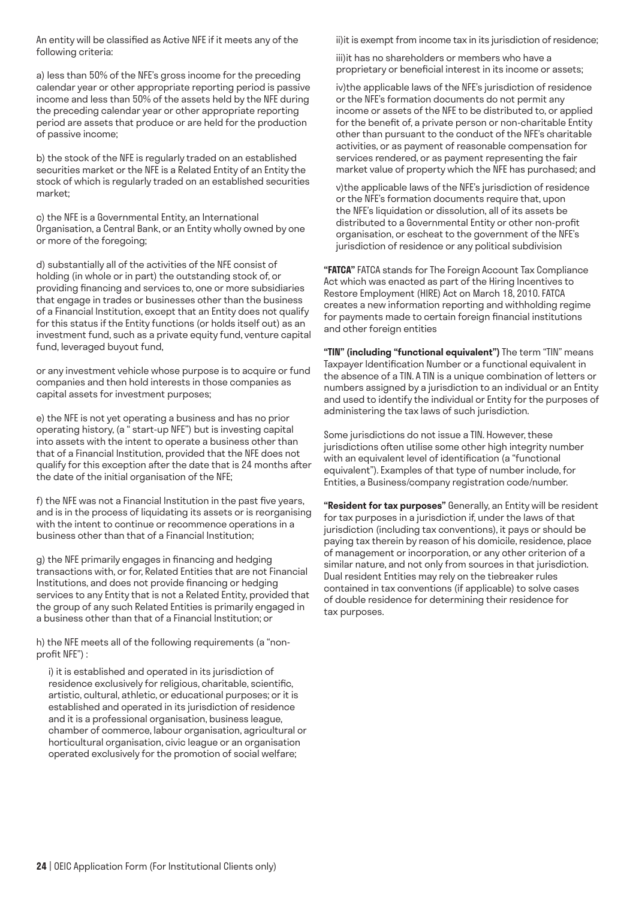An entity will be classified as Active NFE if it meets any of the following criteria:

a) less than 50% of the NFE's gross income for the preceding calendar year or other appropriate reporting period is passive income and less than 50% of the assets held by the NFE during the preceding calendar year or other appropriate reporting period are assets that produce or are held for the production of passive income;

b) the stock of the NFE is regularly traded on an established securities market or the NFE is a Related Entity of an Entity the stock of which is regularly traded on an established securities market;

c) the NFE is a Governmental Entity, an International Organisation, a Central Bank, or an Entity wholly owned by one or more of the foregoing;

d) substantially all of the activities of the NFE consist of holding (in whole or in part) the outstanding stock of, or providing financing and services to, one or more subsidiaries that engage in trades or businesses other than the business of a Financial Institution, except that an Entity does not qualify for this status if the Entity functions (or holds itself out) as an investment fund, such as a private equity fund, venture capital fund, leveraged buyout fund,

or any investment vehicle whose purpose is to acquire or fund companies and then hold interests in those companies as capital assets for investment purposes;

e) the NFE is not yet operating a business and has no prior operating history, (a " start-up NFE") but is investing capital into assets with the intent to operate a business other than that of a Financial Institution, provided that the NFE does not qualify for this exception after the date that is 24 months after the date of the initial organisation of the NFE;

f) the NFE was not a Financial Institution in the past five years, and is in the process of liquidating its assets or is reorganising with the intent to continue or recommence operations in a business other than that of a Financial Institution;

g) the NFE primarily engages in financing and hedging transactions with, or for, Related Entities that are not Financial Institutions, and does not provide financing or hedging services to any Entity that is not a Related Entity, provided that the group of any such Related Entities is primarily engaged in a business other than that of a Financial Institution; or

h) the NFE meets all of the following requirements (a "non-profit NFE") :

i) it is established and operated in its jurisdiction of residence exclusively for religious, charitable, scientific, artistic, cultural, athletic, or educational purposes; or it is established and operated in its jurisdiction of residence and it is a professional organisation, business league, chamber of commerce, labour organisation, agricultural or horticultural organisation, civic league or an organisation operated exclusively for the promotion of social welfare;

ii)it is exempt from income tax in its jurisdiction of residence;

iii)it has no shareholders or members who have a proprietary or beneficial interest in its income or assets;

iv)the applicable laws of the NFE's jurisdiction of residence or the NFE's formation documents do not permit any income or assets of the NFE to be distributed to, or applied for the benefit of, a private person or non-charitable Entity other than pursuant to the conduct of the NFE's charitable activities, or as payment of reasonable compensation for services rendered, or as payment representing the fair market value of property which the NFE has purchased; and

v)the applicable laws of the NFE's jurisdiction of residence or the NFE's formation documents require that, upon the NFE's liquidation or dissolution, all of its assets be distributed to a Governmental Entity or other non-profit organisation, or escheat to the government of the NFE's jurisdiction of residence or any political subdivision

**"FATCA"** FATCA stands for The Foreign Account Tax Compliance Act which was enacted as part of the Hiring Incentives to Restore Employment (HIRE) Act on March 18, 2010. FATCA creates a new information reporting and withholding regime for payments made to certain foreign financial institutions and other foreign entities

**"TIN" (including "functional equivalent")** The term "TIN" means Taxpayer Identification Number or a functional equivalent in the absence of a TIN. A TIN is a unique combination of letters or numbers assigned by a jurisdiction to an individual or an Entity and used to identify the individual or Entity for the purposes of administering the tax laws of such jurisdiction.

Some jurisdictions do not issue a TIN. However, these jurisdictions often utilise some other high integrity number with an equivalent level of identification (a "functional equivalent"). Examples of that type of number include, for Entities, a Business/company registration code/number.

**"Resident for tax purposes"** Generally, an Entity will be resident for tax purposes in a jurisdiction if, under the laws of that jurisdiction (including tax conventions), it pays or should be paying tax therein by reason of his domicile, residence, place of management or incorporation, or any other criterion of a similar nature, and not only from sources in that jurisdiction. Dual resident Entities may rely on the tiebreaker rules contained in tax conventions (if applicable) to solve cases of double residence for determining their residence for tax purposes.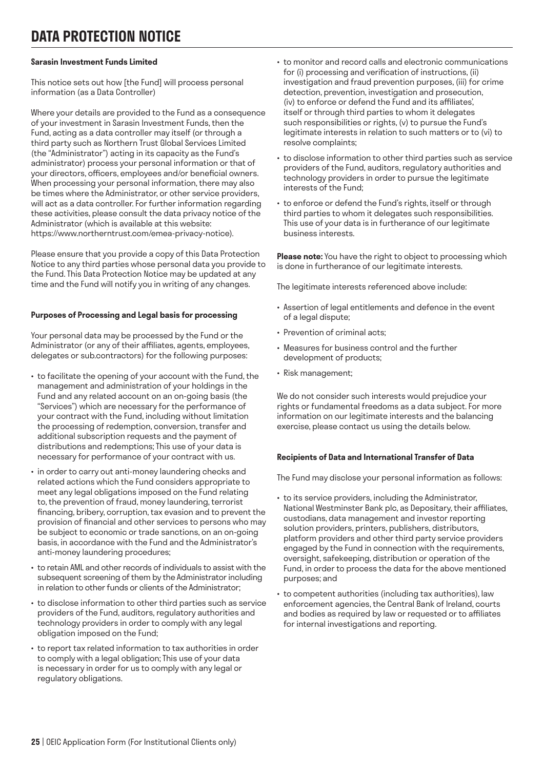# DATA PROTECTION NOTICE

**Sarasin Investment Funds Limited**

This notice sets out how [the Fund] will process personal information (as a Data Controller)

Where your details are provided to the Fund as a consequence of your investment in Sarasin Investment Funds, then the Fund, acting as a data controller may itself (or through a third party such as Northern Trust Global Services Limited (the "Administrator") acting in its capacity as the Fund's administrator) process your personal information or that of your directors, officers, employees and/or beneficial owners. When processing your personal information, there may also be times where the Administrator, or other service providers, will act as a data controller. For further information regarding these activities, please consult the data privacy notice of the Administrator (which is available at this website: https://www.northerntrust.com/emea-privacy-notice).

Please ensure that you provide a copy of this Data Protection Notice to any third parties whose personal data you provide to the Fund. This Data Protection Notice may be updated at any time and the Fund will notify you in writing of any changes.

**Purposes of Processing and Legal basis for processing**

Your personal data may be processed by the Fund or the Administrator (or any of their affiliates, agents, employees, delegates or sub.contractors) for the following purposes:

- to facilitate the opening of your account with the Fund, the management and administration of your holdings in the Fund and any related account on an on-going basis (the "Services") which are necessary for the performance of your contract with the Fund, including without limitation the processing of redemption, conversion, transfer and additional subscription requests and the payment of distributions and redemptions; This use of your data is necessary for performance of your contract with us.
- in order to carry out anti-money laundering checks and related actions which the Fund considers appropriate to meet any legal obligations imposed on the Fund relating to, the prevention of fraud, money laundering, terrorist financing, bribery, corruption, tax evasion and to prevent the provision of financial and other services to persons who may be subject to economic or trade sanctions, on an on-going basis, in accordance with the Fund and the Administrator's anti-money laundering procedures;
- to retain AML and other records of individuals to assist with the subsequent screening of them by the Administrator including in relation to other funds or clients of the Administrator;
- to disclose information to other third parties such as service providers of the Fund, auditors, regulatory authorities and technology providers in order to comply with any legal obligation imposed on the Fund;
- to report tax related information to tax authorities in order to comply with a legal obligation; This use of your data is necessary in order for us to comply with any legal or regulatory obligations.
- to monitor and record calls and electronic communications for (i) processing and verification of instructions, (ii) investigation and fraud prevention purposes, (iii) for crime detection, prevention, investigation and prosecution, (iv) to enforce or defend the Fund and its affiliates', itself or through third parties to whom it delegates such responsibilities or rights, (v) to pursue the Fund's legitimate interests in relation to such matters or to (vi) to resolve complaints;
- to disclose information to other third parties such as service providers of the Fund, auditors, regulatory authorities and technology providers in order to pursue the legitimate interests of the Fund;
- to enforce or defend the Fund's rights, itself or through third parties to whom it delegates such responsibilities. This use of your data is in furtherance of our legitimate business interests.

**Please note:** You have the right to object to processing which is done in furtherance of our legitimate interests.

The legitimate interests referenced above include:

- Assertion of legal entitlements and defence in the event of a legal dispute;
- Prevention of criminal acts;
- Measures for business control and the further development of products;
- Risk management;

We do not consider such interests would prejudice your rights or fundamental freedoms as a data subject. For more information on our legitimate interests and the balancing exercise, please contact us using the details below.

**Recipients of Data and International Transfer of Data**

The Fund may disclose your personal information as follows:

- to its service providers, including the Administrator, National Westminster Bank plc, as Depositary, their affiliates, custodians, data management and investor reporting solution providers, printers, publishers, distributors, platform providers and other third party service providers engaged by the Fund in connection with the requirements, oversight, safekeeping, distribution or operation of the Fund, in order to process the data for the above mentioned purposes; and
- to competent authorities (including tax authorities), law enforcement agencies, the Central Bank of Ireland, courts and bodies as required by law or requested or to affiliates for internal investigations and reporting.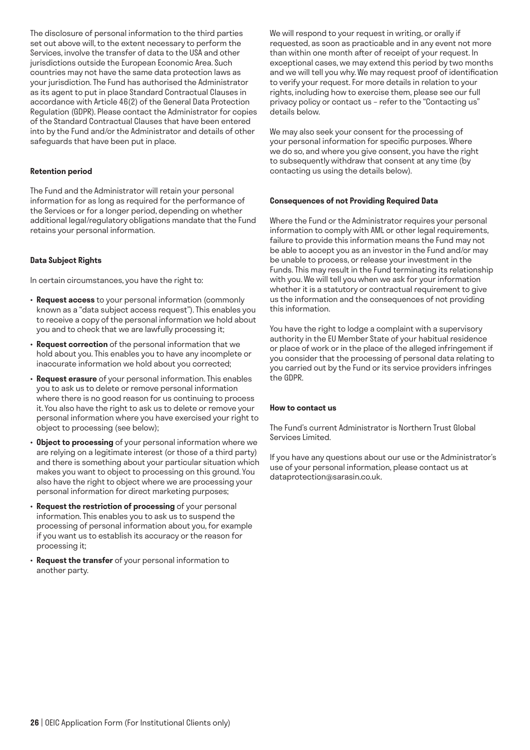The disclosure of personal information to the third parties set out above will, to the extent necessary to perform the Services, involve the transfer of data to the USA and other jurisdictions outside the European Economic Area. Such countries may not have the same data protection laws as your jurisdiction. The Fund has authorised the Administrator as its agent to put in place Standard Contractual Clauses in accordance with Article 46(2) of the General Data Protection Regulation (GDPR). Please contact the Administrator for copies of the Standard Contractual Clauses that have been entered into by the Fund and/or the Administrator and details of other safeguards that have been put in place.

**Retention period**

The Fund and the Administrator will retain your personal information for as long as required for the performance of the Services or for a longer period, depending on whether additional legal/regulatory obligations mandate that the Fund retains your personal information.

**Data Subject Rights**

In certain circumstances, you have the right to:

- **Request access** to your personal information (commonly known as a "data subject access request"). This enables you to receive a copy of the personal information we hold about you and to check that we are lawfully processing it;
- **Request correction** of the personal information that we hold about you. This enables you to have any incomplete or inaccurate information we hold about you corrected;
- **Request erasure** of your personal information. This enables you to ask us to delete or remove personal information where there is no good reason for us continuing to process it. You also have the right to ask us to delete or remove your personal information where you have exercised your right to object to processing (see below);
- **Object to processing** of your personal information where we are relying on a legitimate interest (or those of a third party) and there is something about your particular situation which makes you want to object to processing on this ground. You also have the right to object where we are processing your personal information for direct marketing purposes;
- **Request the restriction of processing** of your personal information. This enables you to ask us to suspend the processing of personal information about you, for example if you want us to establish its accuracy or the reason for processing it;
- **Request the transfer** of your personal information to another party.

We will respond to your request in writing, or orally if requested, as soon as practicable and in any event not more than within one month after of receipt of your request. In exceptional cases, we may extend this period by two months and we will tell you why. We may request proof of identification to verify your request. For more details in relation to your rights, including how to exercise them, please see our full privacy policy or contact us – refer to the "Contacting us" details below.

We may also seek your consent for the processing of your personal information for specific purposes. Where we do so, and where you give consent, you have the right to subsequently withdraw that consent at any time (by contacting us using the details below).

**Consequences of not Providing Required Data**

Where the Fund or the Administrator requires your personal information to comply with AML or other legal requirements, failure to provide this information means the Fund may not be able to accept you as an investor in the Fund and/or may be unable to process, or release your investment in the Funds. This may result in the Fund terminating its relationship with you. We will tell you when we ask for your information whether it is a statutory or contractual requirement to give us the information and the consequences of not providing this information.

You have the right to lodge a complaint with a supervisory authority in the EU Member State of your habitual residence or place of work or in the place of the alleged infringement if you consider that the processing of personal data relating to you carried out by the Fund or its service providers infringes the GDPR.

**How to contact us**

The Fund's current Administrator is Northern Trust Global Services Limited.

If you have any questions about our use or the Administrator's use of your personal information, please contact us at dataprotection@sarasin.co.uk.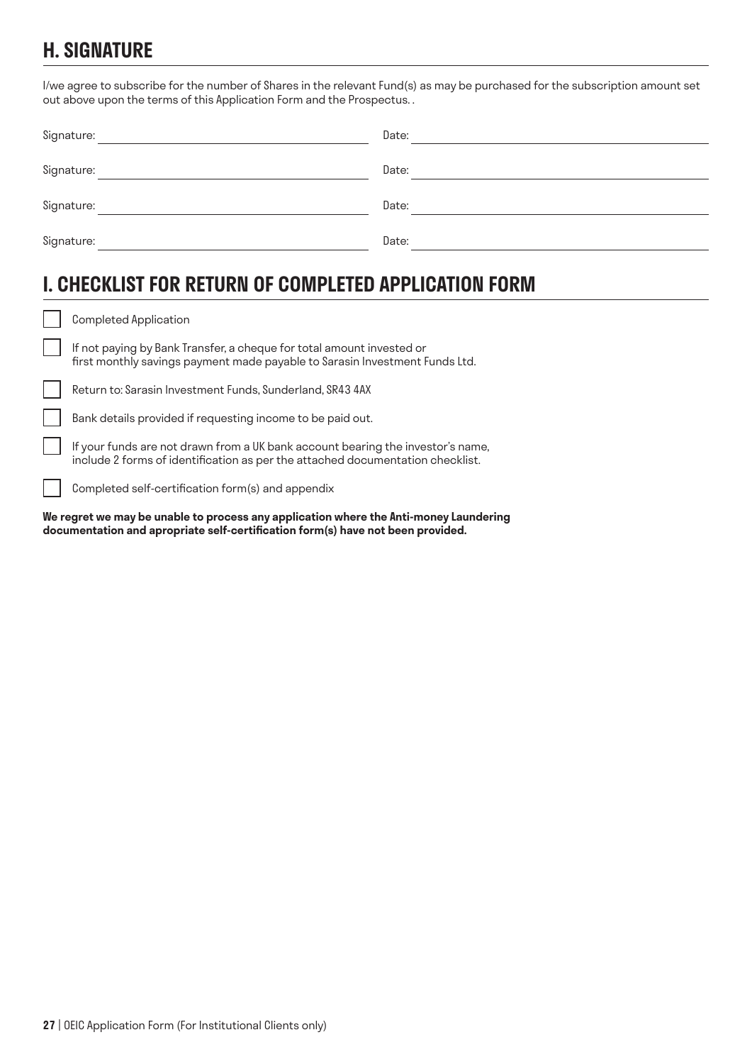## H. SIGNATURE

I/we agree to subscribe for the number of Shares in the relevant Fund(s) as may be purchased for the subscription amount set out above upon the terms of this Application Form and the Prospectus. .

Signature: ______________________________ Date: ______________________________

Signature: ______________________________ Date: ______________________________

Signature: ______________________________ Date: ______________________________

Signature: ______________________________ Date: ______________________________

## I. CHECKLIST FOR RETURN OF COMPLETED APPLICATION FORM

- [ ] Completed Application
- [ ] If not paying by Bank Transfer, a cheque for total amount invested or first monthly savings payment made payable to Sarasin Investment Funds Ltd.
- [ ] Return to: Sarasin Investment Funds, Sunderland, SR43 4AX
- [ ] Bank details provided if requesting income to be paid out.
- [ ] If your funds are not drawn from a UK bank account bearing the investor's name, include 2 forms of identification as per the attached documentation checklist.
- [ ] Completed self-certification form(s) and appendix

**We regret we may be unable to process any application where the Anti-money Laundering documentation and apropriate self-certification form(s) have not been provided.**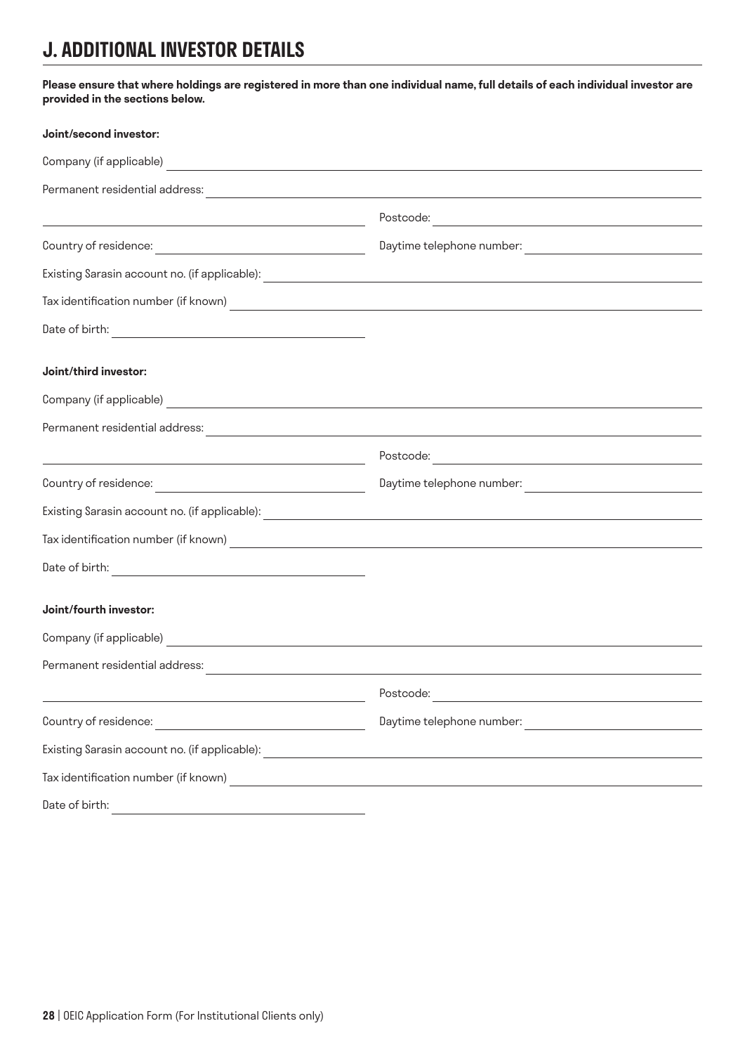## J. ADDITIONAL INVESTOR DETAILS

**Please ensure that where holdings are registered in more than one individual name, full details of each individual investor are provided in the sections below.**

**Joint/second investor:**

Company (if applicable) ____________________

Permanent residential address: ____________________

____________________ Postcode: ____________________

Country of residence: ____________________ Daytime telephone number: ____________________

Existing Sarasin account no. (if applicable): ____________________

Tax identification number (if known) ____________________

Date of birth: ____________________

**Joint/third investor:**

Company (if applicable) ____________________

Permanent residential address: ____________________

____________________ Postcode: ____________________

Country of residence: ____________________ Daytime telephone number: ____________________

Existing Sarasin account no. (if applicable): ____________________

Tax identification number (if known) ____________________

Date of birth: ____________________

**Joint/fourth investor:**

Company (if applicable) ____________________

Permanent residential address: ____________________

____________________ Postcode: ____________________

Country of residence: ____________________ Daytime telephone number: ____________________

Existing Sarasin account no. (if applicable): ____________________

Tax identification number (if known) ____________________

Date of birth: ____________________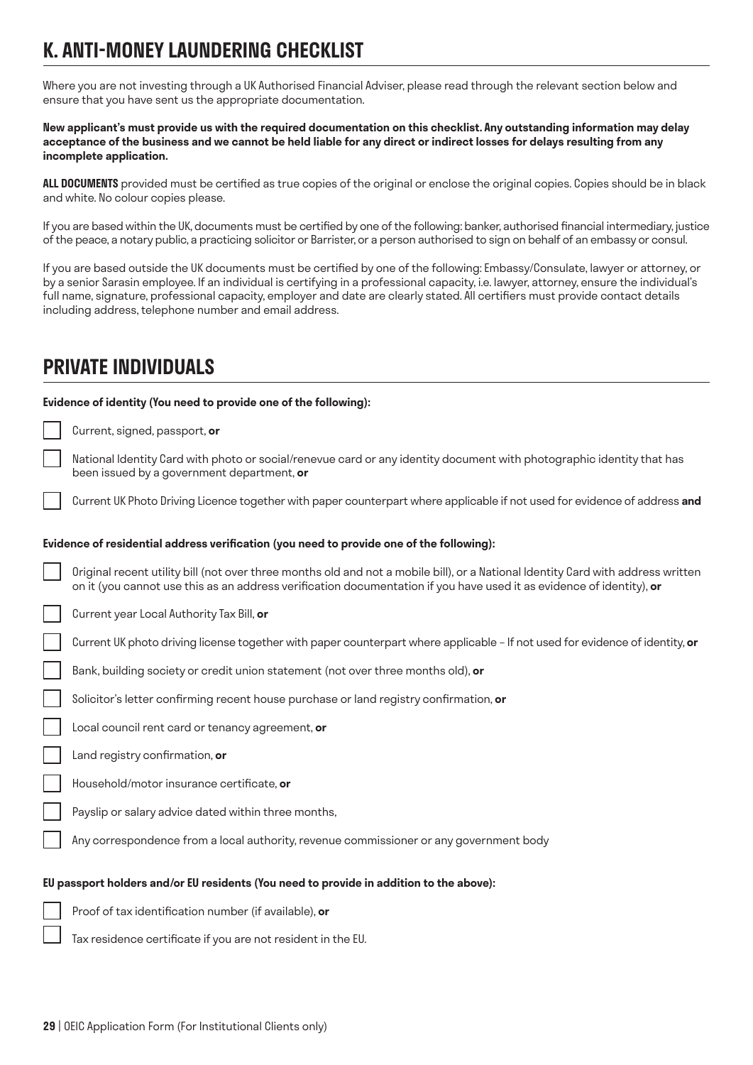# K. ANTI-MONEY LAUNDERING CHECKLIST

Where you are not investing through a UK Authorised Financial Adviser, please read through the relevant section below and ensure that you have sent us the appropriate documentation.

**New applicant's must provide us with the required documentation on this checklist. Any outstanding information may delay acceptance of the business and we cannot be held liable for any direct or indirect losses for delays resulting from any incomplete application.**

**ALL DOCUMENTS** provided must be certified as true copies of the original or enclose the original copies. Copies should be in black and white. No colour copies please.

If you are based within the UK, documents must be certified by one of the following: banker, authorised financial intermediary, justice of the peace, a notary public, a practicing solicitor or Barrister, or a person authorised to sign on behalf of an embassy or consul.

If you are based outside the UK documents must be certified by one of the following: Embassy/Consulate, lawyer or attorney, or by a senior Sarasin employee. If an individual is certifying in a professional capacity, i.e. lawyer, attorney, ensure the individual's full name, signature, professional capacity, employer and date are clearly stated. All certifiers must provide contact details including address, telephone number and email address.

# PRIVATE INDIVIDUALS

**Evidence of identity (You need to provide one of the following):**

- [ ] Current, signed, passport, **or**
- [ ] National Identity Card with photo or social/renevue card or any identity document with photographic identity that has been issued by a government department, **or**
- [ ] Current UK Photo Driving Licence together with paper counterpart where applicable if not used for evidence of address **and**

**Evidence of residential address verification (you need to provide one of the following):**

- [ ] Original recent utility bill (not over three months old and not a mobile bill), or a National Identity Card with address written on it (you cannot use this as an address verification documentation if you have used it as evidence of identity), **or**
- [ ] Current year Local Authority Tax Bill, **or**
- [ ] Current UK photo driving license together with paper counterpart where applicable – If not used for evidence of identity, **or**
- [ ] Bank, building society or credit union statement (not over three months old), **or**
- [ ] Solicitor's letter confirming recent house purchase or land registry confirmation, **or**
- [ ] Local council rent card or tenancy agreement, **or**
- [ ] Land registry confirmation, **or**
- [ ] Household/motor insurance certificate, **or**
- [ ] Payslip or salary advice dated within three months,
- [ ] Any correspondence from a local authority, revenue commissioner or any government body

**EU passport holders and/or EU residents (You need to provide in addition to the above):**

- [ ] Proof of tax identification number (if available), **or**
- [ ] Tax residence certificate if you are not resident in the EU.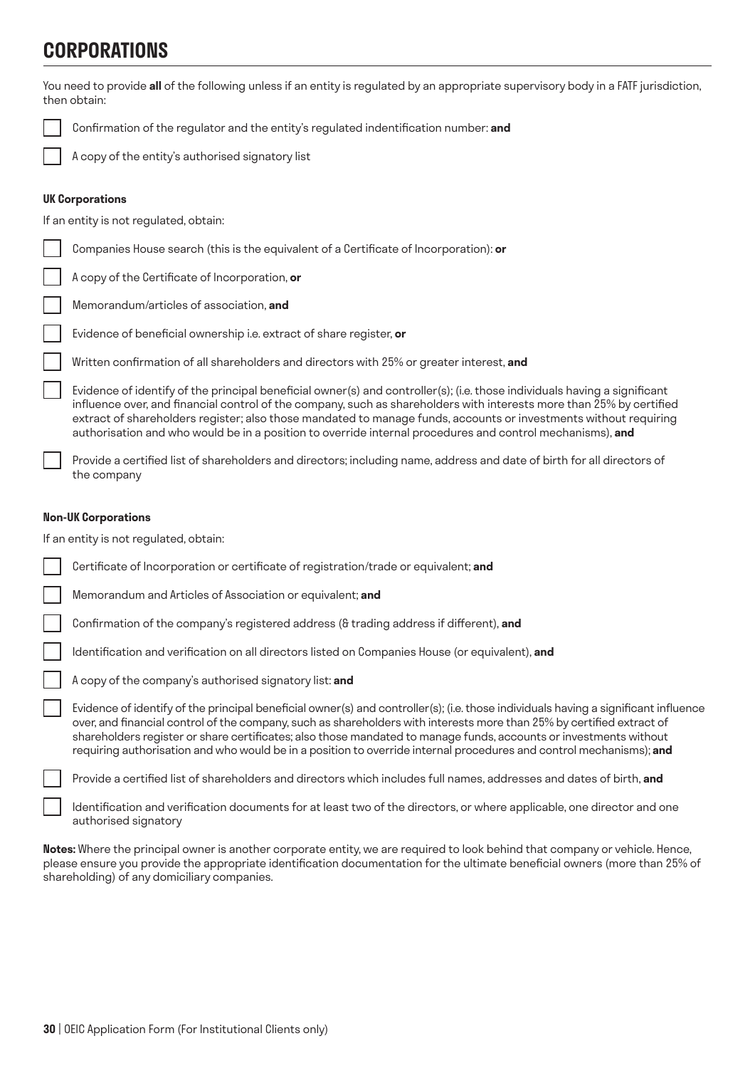# CORPORATIONS

You need to provide **all** of the following unless if an entity is regulated by an appropriate supervisory body in a FATF jurisdiction, then obtain:

- [ ] Confirmation of the regulator and the entity's regulated indentification number: **and**
- [ ] A copy of the entity's authorised signatory list

**UK Corporations**

If an entity is not regulated, obtain:

- [ ] Companies House search (this is the equivalent of a Certificate of Incorporation): **or**
- [ ] A copy of the Certificate of Incorporation, **or**
- [ ] Memorandum/articles of association, **and**
- [ ] Evidence of beneficial ownership i.e. extract of share register, **or**
- [ ] Written confirmation of all shareholders and directors with 25% or greater interest, **and**
- [ ] Evidence of identify of the principal beneficial owner(s) and controller(s); (i.e. those individuals having a significant influence over, and financial control of the company, such as shareholders with interests more than 25% by certified extract of shareholders register; also those mandated to manage funds, accounts or investments without requiring authorisation and who would be in a position to override internal procedures and control mechanisms), **and**
- [ ] Provide a certified list of shareholders and directors; including name, address and date of birth for all directors of the company

**Non-UK Corporations**

If an entity is not regulated, obtain:

- [ ] Certificate of Incorporation or certificate of registration/trade or equivalent; **and**
- [ ] Memorandum and Articles of Association or equivalent; **and**
- [ ] Confirmation of the company's registered address (& trading address if different), **and**
- [ ] Identification and verification on all directors listed on Companies House (or equivalent), **and**
- [ ] A copy of the company's authorised signatory list: **and**
- [ ] Evidence of identify of the principal beneficial owner(s) and controller(s); (i.e. those individuals having a significant influence over, and financial control of the company, such as shareholders with interests more than 25% by certified extract of shareholders register or share certificates; also those mandated to manage funds, accounts or investments without requiring authorisation and who would be in a position to override internal procedures and control mechanisms); **and**
- [ ] Provide a certified list of shareholders and directors which includes full names, addresses and dates of birth, **and**
- [ ] Identification and verification documents for at least two of the directors, or where applicable, one director and one authorised signatory

**Notes:** Where the principal owner is another corporate entity, we are required to look behind that company or vehicle. Hence, please ensure you provide the appropriate identification documentation for the ultimate beneficial owners (more than 25% of shareholding) of any domiciliary companies.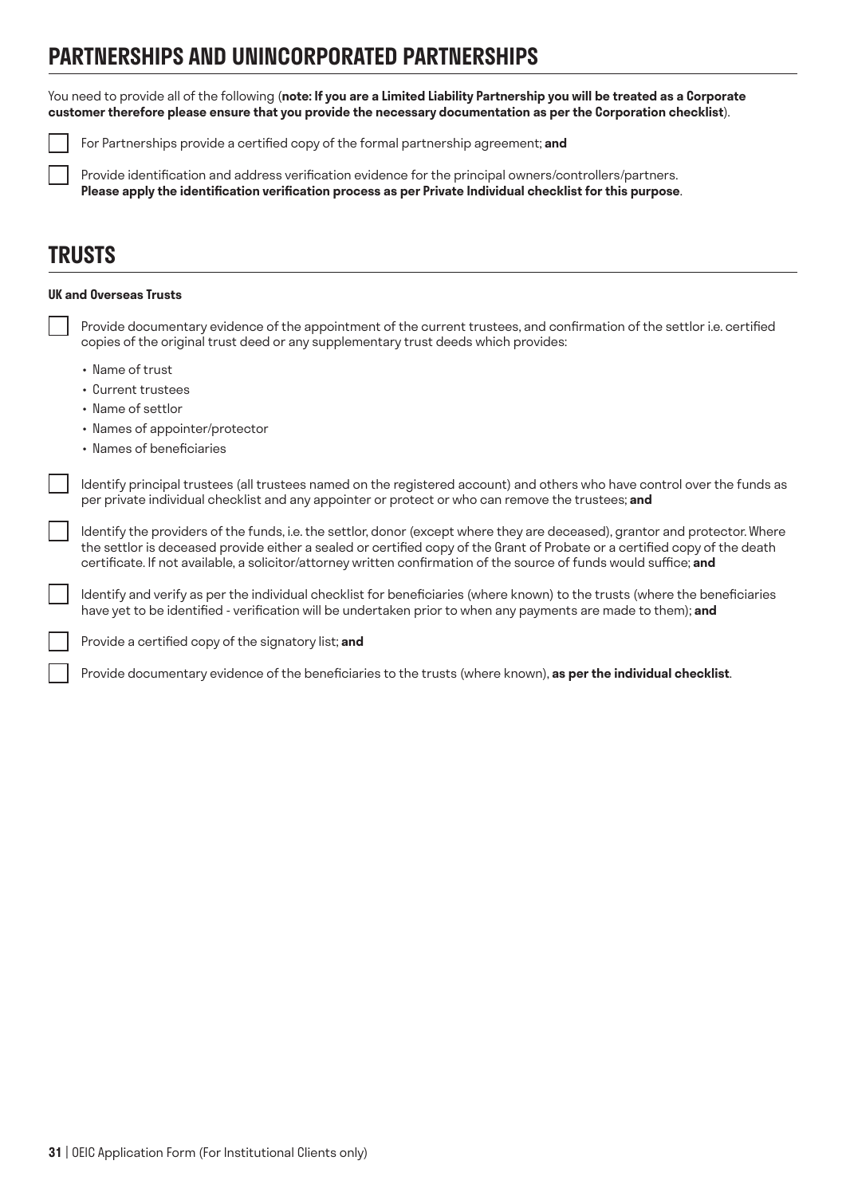## PARTNERSHIPS AND UNINCORPORATED PARTNERSHIPS

You need to provide all of the following (**note: If you are a Limited Liability Partnership you will be treated as a Corporate customer therefore please ensure that you provide the necessary documentation as per the Corporation checklist**).

- [ ] For Partnerships provide a certified copy of the formal partnership agreement; **and**
- [ ] Provide identification and address verification evidence for the principal owners/controllers/partners. **Please apply the identification verification process as per Private Individual checklist for this purpose**.

## TRUSTS

**UK and Overseas Trusts**

- [ ] Provide documentary evidence of the appointment of the current trustees, and confirmation of the settlor i.e. certified copies of the original trust deed or any supplementary trust deeds which provides:
  - Name of trust
  - Current trustees
  - Name of settlor
  - Names of appointer/protector
  - Names of beneficiaries
- [ ] Identify principal trustees (all trustees named on the registered account) and others who have control over the funds as per private individual checklist and any appointer or protect or who can remove the trustees; **and**
- [ ] Identify the providers of the funds, i.e. the settlor, donor (except where they are deceased), grantor and protector. Where the settlor is deceased provide either a sealed or certified copy of the Grant of Probate or a certified copy of the death certificate. If not available, a solicitor/attorney written confirmation of the source of funds would suffice; **and**
- [ ] Identify and verify as per the individual checklist for beneficiaries (where known) to the trusts (where the beneficiaries have yet to be identified - verification will be undertaken prior to when any payments are made to them); **and**
- [ ] Provide a certified copy of the signatory list; **and**
- [ ] Provide documentary evidence of the beneficiaries to the trusts (where known), **as per the individual checklist**.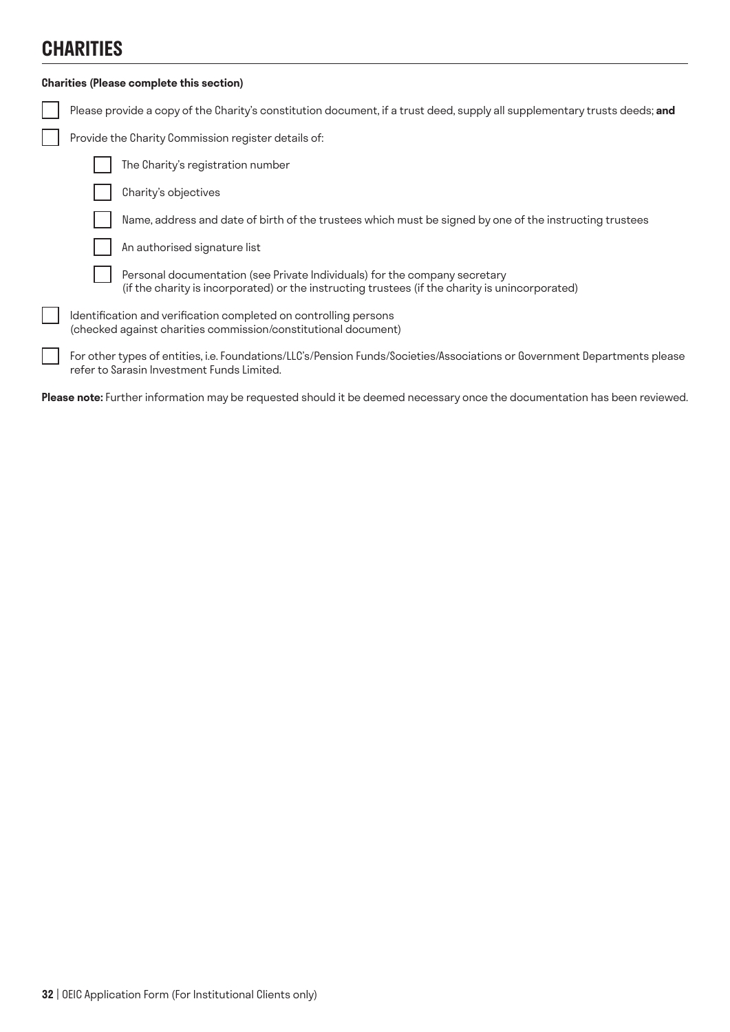# CHARITIES

**Charities (Please complete this section)**

- [ ] Please provide a copy of the Charity's constitution document, if a trust deed, supply all supplementary trusts deeds; **and**
- [ ] Provide the Charity Commission register details of:
  - [ ] The Charity's registration number
  - [ ] Charity's objectives
  - [ ] Name, address and date of birth of the trustees which must be signed by one of the instructing trustees
  - [ ] An authorised signature list
  - [ ] Personal documentation (see Private Individuals) for the company secretary (if the charity is incorporated) or the instructing trustees (if the charity is unincorporated)
- [ ] Identification and verification completed on controlling persons (checked against charities commission/constitutional document)
- [ ] For other types of entities, i.e. Foundations/LLC's/Pension Funds/Societies/Associations or Government Departments please refer to Sarasin Investment Funds Limited.

**Please note:** Further information may be requested should it be deemed necessary once the documentation has been reviewed.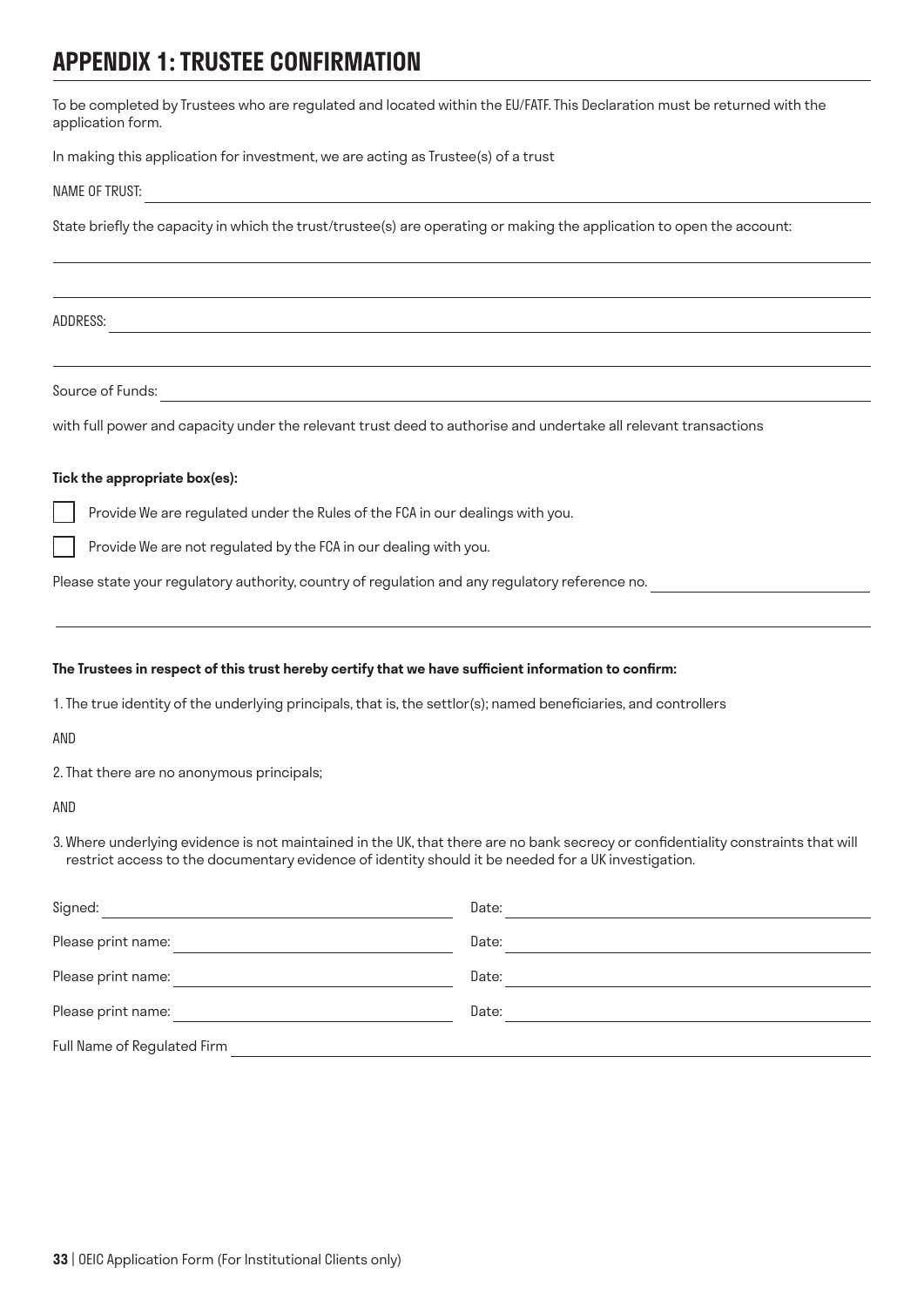# APPENDIX 1: TRUSTEE CONFIRMATION

To be completed by Trustees who are regulated and located within the EU/FATF. This Declaration must be returned with the application form.

In making this application for investment, we are acting as Trustee(s) of a trust

NAME OF TRUST: ______________________________

State briefly the capacity in which the trust/trustee(s) are operating or making the application to open the account:

______________________________

______________________________

ADDRESS: ______________________________

______________________________

Source of Funds: ______________________________

with full power and capacity under the relevant trust deed to authorise and undertake all relevant transactions

**Tick the appropriate box(es):**

☐ Provide We are regulated under the Rules of the FCA in our dealings with you.

☐ Provide We are not regulated by the FCA in our dealing with you.

Please state your regulatory authority, country of regulation and any regulatory reference no. ______________________________

______________________________

**The Trustees in respect of this trust hereby certify that we have sufficient information to confirm:**

1. The true identity of the underlying principals, that is, the settlor(s); named beneficiaries, and controllers

AND

2. That there are no anonymous principals;

AND

3. Where underlying evidence is not maintained in the UK, that there are no bank secrecy or confidentiality constraints that will restrict access to the documentary evidence of identity should it be needed for a UK investigation.

Signed: ______________________________ Date: ______________________________

Please print name: ______________________________ Date: ______________________________

Please print name: ______________________________ Date: ______________________________

Please print name: ______________________________ Date: ______________________________

Full Name of Regulated Firm ______________________________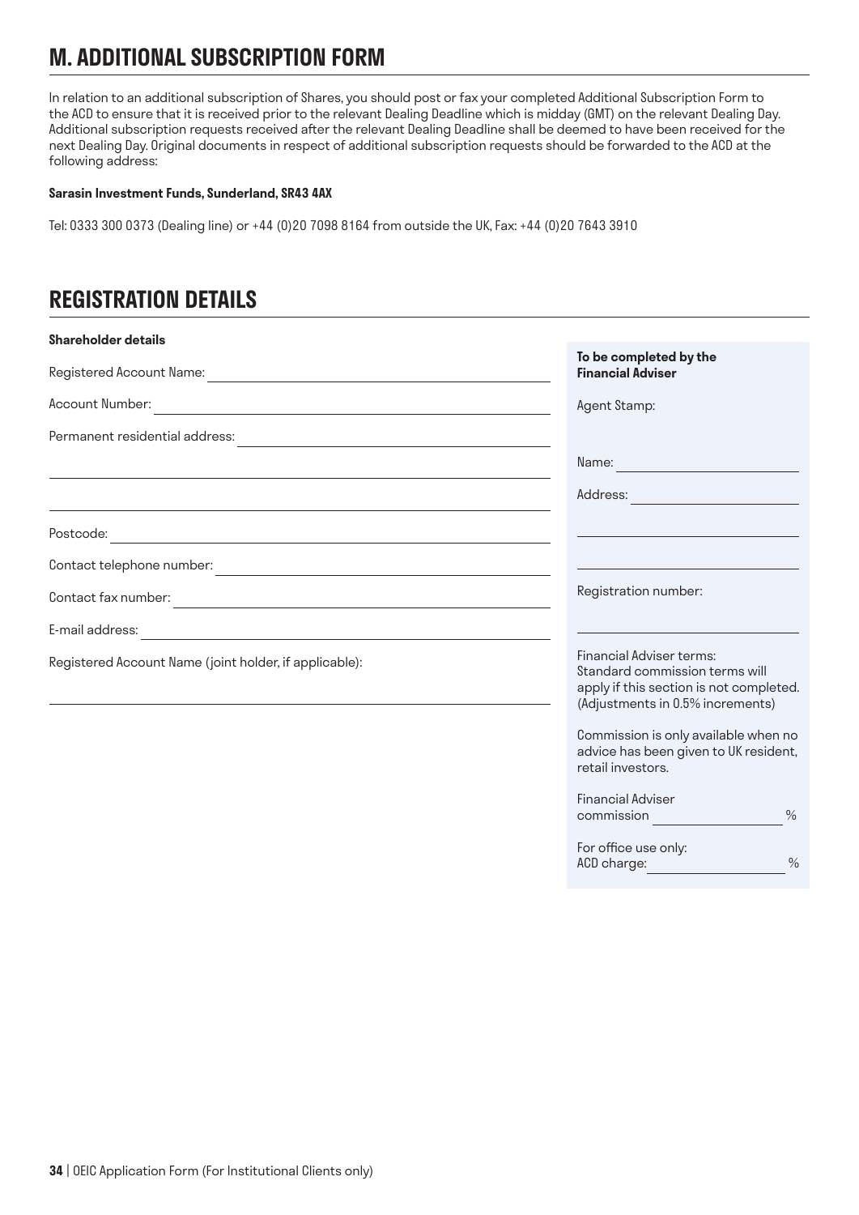## M. ADDITIONAL SUBSCRIPTION FORM

In relation to an additional subscription of Shares, you should post or fax your completed Additional Subscription Form to the ACD to ensure that it is received prior to the relevant Dealing Deadline which is midday (GMT) on the relevant Dealing Day. Additional subscription requests received after the relevant Dealing Deadline shall be deemed to have been received for the next Dealing Day. Original documents in respect of additional subscription requests should be forwarded to the ACD at the following address:

**Sarasin Investment Funds, Sunderland, SR43 4AX**

Tel: 0333 300 0373 (Dealing line) or +44 (0)20 7098 8164 from outside the UK, Fax: +44 (0)20 7643 3910

## REGISTRATION DETAILS

**Shareholder details**

Registered Account Name: ______________________________

Account Number: ______________________________

Permanent residential address: ______________________________

______________________________

______________________________

Postcode: ______________________________

Contact telephone number: ______________________________

Contact fax number: ______________________________

E-mail address: ______________________________

Registered Account Name (joint holder, if applicable):

______________________________

**To be completed by the Financial Adviser**

Agent Stamp:

Name: ______________________________

Address: ______________________________

______________________________

______________________________

Registration number:

______________________________

Financial Adviser terms:
Standard commission terms will apply if this section is not completed. (Adjustments in 0.5% increments)

Commission is only available when no advice has been given to UK resident, retail investors.

Financial Adviser commission ____________ %

For office use only:
ACD charge: ____________ %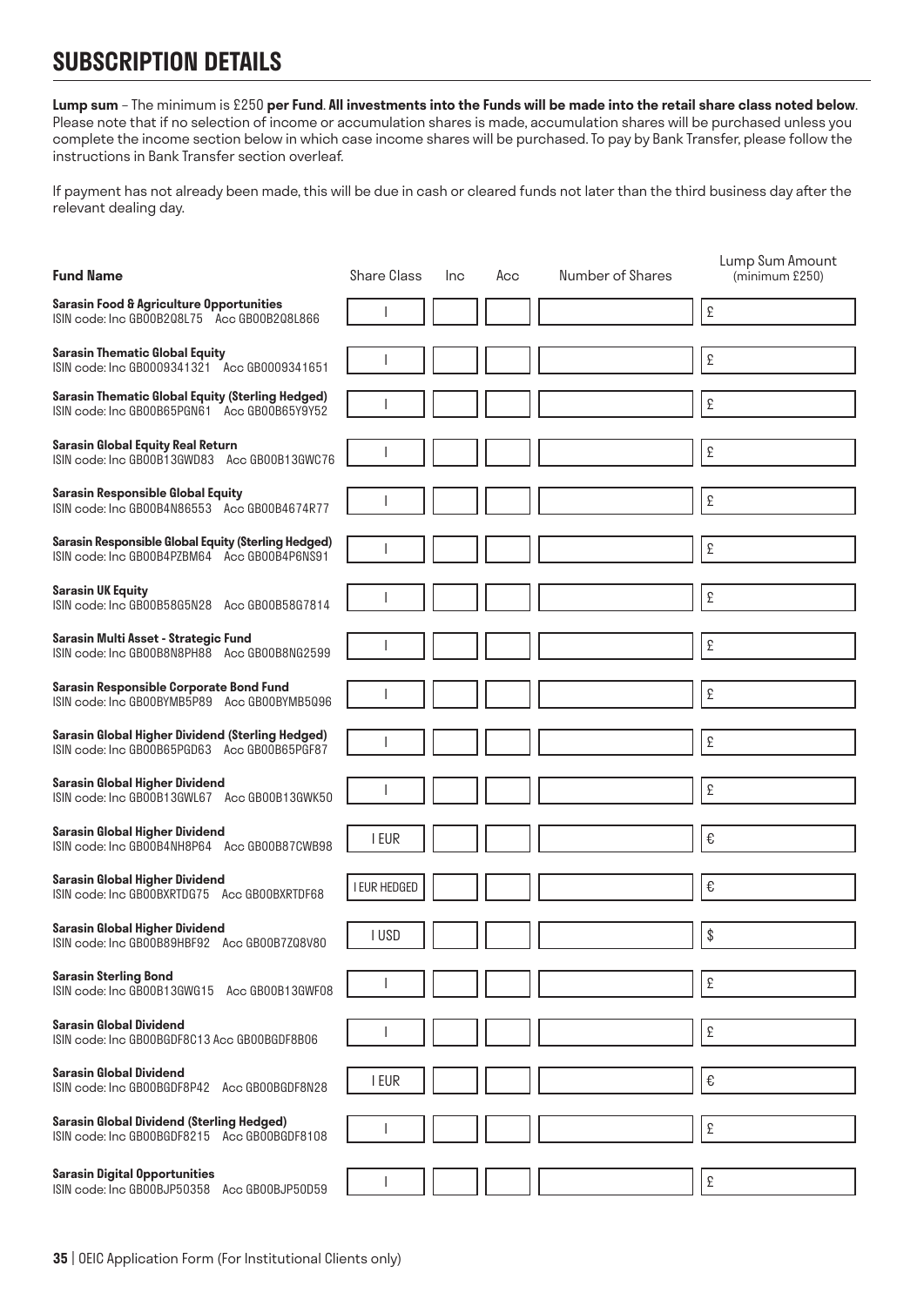# SUBSCRIPTION DETAILS

**Lump sum** – The minimum is £250 **per Fund**. **All investments into the Funds will be made into the retail share class noted below**. Please note that if no selection of income or accumulation shares is made, accumulation shares will be purchased unless you complete the income section below in which case income shares will be purchased. To pay by Bank Transfer, please follow the instructions in Bank Transfer section overleaf.

If payment has not already been made, this will be due in cash or cleared funds not later than the third business day after the relevant dealing day.

| Fund Name | Share Class | Inc | Acc | Number of Shares | Lump Sum Amount (minimum £250) |
|---|---|---|---|---|---|
| **Sarasin Food & Agriculture Opportunities** ISIN code: Inc GB00B2Q8L75 Acc GB00B2Q8L866 | I | | | | £ |
| **Sarasin Thematic Global Equity** ISIN code: Inc GB0009341321 Acc GB0009341651 | I | | | | £ |
| **Sarasin Thematic Global Equity (Sterling Hedged)** ISIN code: Inc GB00B65PGN61 Acc GB00B65Y9Y52 | I | | | | £ |
| **Sarasin Global Equity Real Return** ISIN code: Inc GB00B13GWD83 Acc GB00B13GWC76 | I | | | | £ |
| **Sarasin Responsible Global Equity** ISIN code: Inc GB00B4N86553 Acc GB00B4674R77 | I | | | | £ |
| **Sarasin Responsible Global Equity (Sterling Hedged)** ISIN code: Inc GB00B4PZBM64 Acc GB00B4P6NS91 | I | | | | £ |
| **Sarasin UK Equity** ISIN code: Inc GB00B58G5N28 Acc GB00B58G7814 | I | | | | £ |
| **Sarasin Multi Asset - Strategic Fund** ISIN code: Inc GB00B8N8PH88 Acc GB00B8NG2599 | I | | | | £ |
| **Sarasin Responsible Corporate Bond Fund** ISIN code: Inc GB00BYMB5P89 Acc GB00BYMB5Q96 | I | | | | £ |
| **Sarasin Global Higher Dividend (Sterling Hedged)** ISIN code: Inc GB00B65PGD63 Acc GB00B65PGF87 | I | | | | £ |
| **Sarasin Global Higher Dividend** ISIN code: Inc GB00B13GWL67 Acc GB00B13GWK50 | I | | | | £ |
| **Sarasin Global Higher Dividend** ISIN code: Inc GB00B4NH8P64 Acc GB00B87CWB98 | I EUR | | | | € |
| **Sarasin Global Higher Dividend** ISIN code: Inc GB00BXRTDG75 Acc GB00BXRTDF68 | I EUR HEDGED | | | | € |
| **Sarasin Global Higher Dividend** ISIN code: Inc GB00B89HBF92 Acc GB00B7Z Q8V80 | I USD | | | | $ |
| **Sarasin Sterling Bond** ISIN code: Inc GB00B13GWG15 Acc GB00B13GWF08 | I | | | | £ |
| **Sarasin Global Dividend** ISIN code: Inc GB00BGDF8C13 Acc GB00BGDF8B06 | I | | | | £ |
| **Sarasin Global Dividend** ISIN code: Inc GB00BGDF8P42 Acc GB00BGDF8N28 | I EUR | | | | € |
| **Sarasin Global Dividend (Sterling Hedged)** ISIN code: Inc GB00BGDF8215 Acc GB00BGDF8108 | I | | | | £ |
| **Sarasin Digital Opportunities** ISIN code: Inc GB00BJP50358 Acc GB00BJP50D59 | I | | | | £ |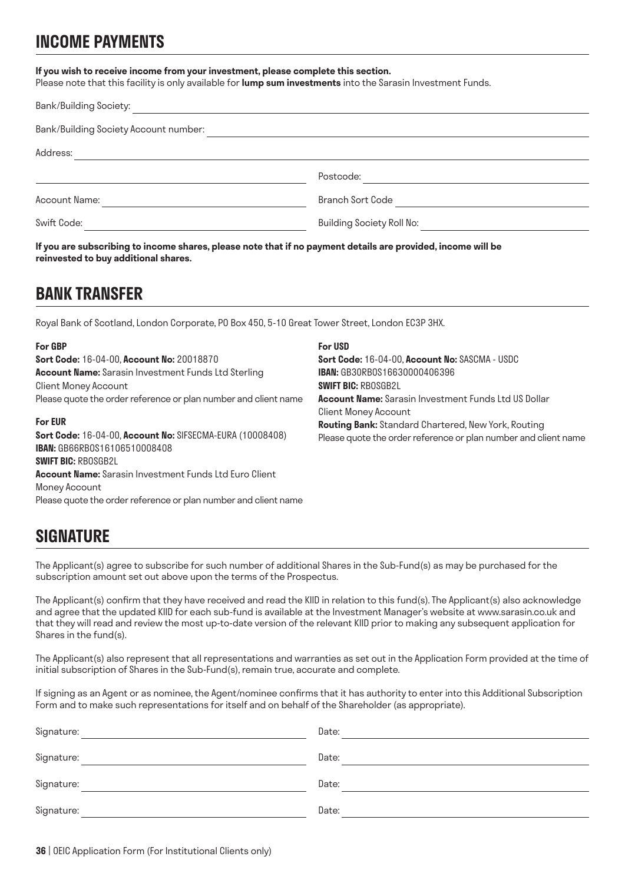## INCOME PAYMENTS

**If you wish to receive income from your investment, please complete this section.**
Please note that this facility is only available for **lump sum investments** into the Sarasin Investment Funds.

Bank/Building Society: \_\_\_\_\_\_\_\_\_\_\_\_\_\_\_\_\_\_\_\_

Bank/Building Society Account number: \_\_\_\_\_\_\_\_\_\_\_\_\_\_\_\_\_\_\_\_

Address: \_\_\_\_\_\_\_\_\_\_\_\_\_\_\_\_\_\_\_\_

\_\_\_\_\_\_\_\_\_\_\_\_\_\_\_\_\_\_\_\_ Postcode: \_\_\_\_\_\_\_\_\_\_\_\_\_\_\_\_\_\_\_\_

Account Name: \_\_\_\_\_\_\_\_\_\_\_\_\_\_\_\_\_\_\_\_ Branch Sort Code \_\_\_\_\_\_\_\_\_\_\_\_\_\_\_\_\_\_\_\_

Swift Code: \_\_\_\_\_\_\_\_\_\_\_\_\_\_\_\_\_\_\_\_ Building Society Roll No: \_\_\_\_\_\_\_\_\_\_\_\_\_\_\_\_\_\_\_\_

**If you are subscribing to income shares, please note that if no payment details are provided, income will be reinvested to buy additional shares.**

## BANK TRANSFER

Royal Bank of Scotland, London Corporate, PO Box 450, 5-10 Great Tower Street, London EC3P 3HX.

**For GBP**
**Sort Code:** 16-04-00, **Account No:** 20018870
**Account Name:** Sarasin Investment Funds Ltd Sterling Client Money Account
Please quote the order reference or plan number and client name

**For EUR**
**Sort Code:** 16-04-00, **Account No:** SIFSECMA-EURA (10008408)
**IBAN:** GB66RBOS16106510008408
**SWIFT BIC:** RBOSGB2L
**Account Name:** Sarasin Investment Funds Ltd Euro Client Money Account
Please quote the order reference or plan number and client name

**For USD**
**Sort Code:** 16-04-00, **Account No:** SASCMA - USDC
**IBAN:** GB30RBOS16630000406396
**SWIFT BIC:** RBOSGB2L
**Account Name:** Sarasin Investment Funds Ltd US Dollar Client Money Account
**Routing Bank:** Standard Chartered, New York, Routing
Please quote the order reference or plan number and client name

## SIGNATURE

The Applicant(s) agree to subscribe for such number of additional Shares in the Sub-Fund(s) as may be purchased for the subscription amount set out above upon the terms of the Prospectus.

The Applicant(s) confirm that they have received and read the KIID in relation to this fund(s). The Applicant(s) also acknowledge and agree that the updated KIID for each sub-fund is available at the Investment Manager's website at www.sarasin.co.uk and that they will read and review the most up-to-date version of the relevant KIID prior to making any subsequent application for Shares in the fund(s).

The Applicant(s) also represent that all representations and warranties as set out in the Application Form provided at the time of initial subscription of Shares in the Sub-Fund(s), remain true, accurate and complete.

If signing as an Agent or as nominee, the Agent/nominee confirms that it has authority to enter into this Additional Subscription Form and to make such representations for itself and on behalf of the Shareholder (as appropriate).

Signature: \_\_\_\_\_\_\_\_\_\_\_\_\_\_\_\_\_\_\_\_ Date: \_\_\_\_\_\_\_\_\_\_\_\_\_\_\_\_\_\_\_\_

Signature: \_\_\_\_\_\_\_\_\_\_\_\_\_\_\_\_\_\_\_\_ Date: \_\_\_\_\_\_\_\_\_\_\_\_\_\_\_\_\_\_\_\_

Signature: \_\_\_\_\_\_\_\_\_\_\_\_\_\_\_\_\_\_\_\_ Date: \_\_\_\_\_\_\_\_\_\_\_\_\_\_\_\_\_\_\_\_

Signature: \_\_\_\_\_\_\_\_\_\_\_\_\_\_\_\_\_\_\_\_ Date: \_\_\_\_\_\_\_\_\_\_\_\_\_\_\_\_\_\_\_\_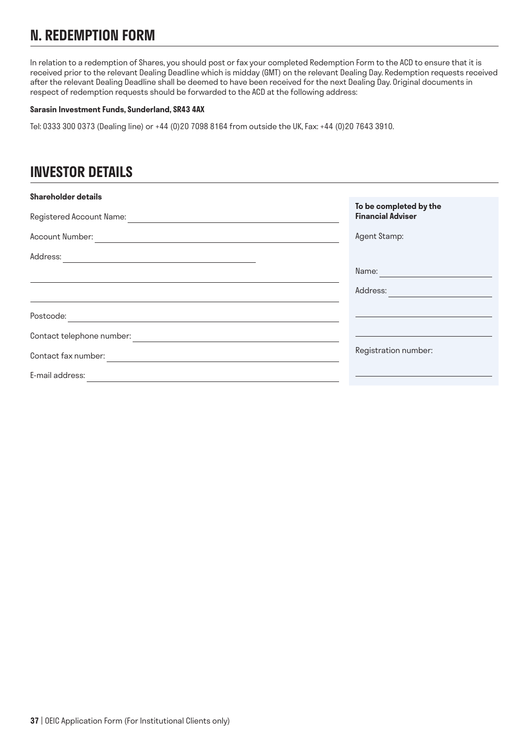# N. REDEMPTION FORM

In relation to a redemption of Shares, you should post or fax your completed Redemption Form to the ACD to ensure that it is received prior to the relevant Dealing Deadline which is midday (GMT) on the relevant Dealing Day. Redemption requests received after the relevant Dealing Deadline shall be deemed to have been received for the next Dealing Day. Original documents in respect of redemption requests should be forwarded to the ACD at the following address:

**Sarasin Investment Funds, Sunderland, SR43 4AX**

Tel: 0333 300 0373 (Dealing line) or +44 (0)20 7098 8164 from outside the UK, Fax: +44 (0)20 7643 3910.

# INVESTOR DETAILS

**Shareholder details**

Registered Account Name: \_\_\_\_\_\_\_\_\_\_\_\_\_\_\_\_\_\_\_\_\_\_\_\_\_\_\_\_\_\_

Account Number: \_\_\_\_\_\_\_\_\_\_\_\_\_\_\_\_\_\_\_\_\_\_\_\_\_\_\_\_\_\_

Address: \_\_\_\_\_\_\_\_\_\_\_\_\_\_\_\_\_\_\_\_\_\_\_\_\_\_\_\_\_\_

\_\_\_\_\_\_\_\_\_\_\_\_\_\_\_\_\_\_\_\_\_\_\_\_\_\_\_\_\_\_

\_\_\_\_\_\_\_\_\_\_\_\_\_\_\_\_\_\_\_\_\_\_\_\_\_\_\_\_\_\_

Postcode: \_\_\_\_\_\_\_\_\_\_\_\_\_\_\_\_\_\_\_\_\_\_\_\_\_\_\_\_\_\_

Contact telephone number: \_\_\_\_\_\_\_\_\_\_\_\_\_\_\_\_\_\_\_\_\_\_\_\_\_\_\_\_\_\_

Contact fax number: \_\_\_\_\_\_\_\_\_\_\_\_\_\_\_\_\_\_\_\_\_\_\_\_\_\_\_\_\_\_

E-mail address: \_\_\_\_\_\_\_\_\_\_\_\_\_\_\_\_\_\_\_\_\_\_\_\_\_\_\_\_\_\_

**To be completed by the Financial Adviser**

Agent Stamp:

Name: \_\_\_\_\_\_\_\_\_\_\_\_\_\_\_\_\_\_\_\_

Address: \_\_\_\_\_\_\_\_\_\_\_\_\_\_\_\_\_\_\_\_

\_\_\_\_\_\_\_\_\_\_\_\_\_\_\_\_\_\_\_\_

\_\_\_\_\_\_\_\_\_\_\_\_\_\_\_\_\_\_\_\_

Registration number:

\_\_\_\_\_\_\_\_\_\_\_\_\_\_\_\_\_\_\_\_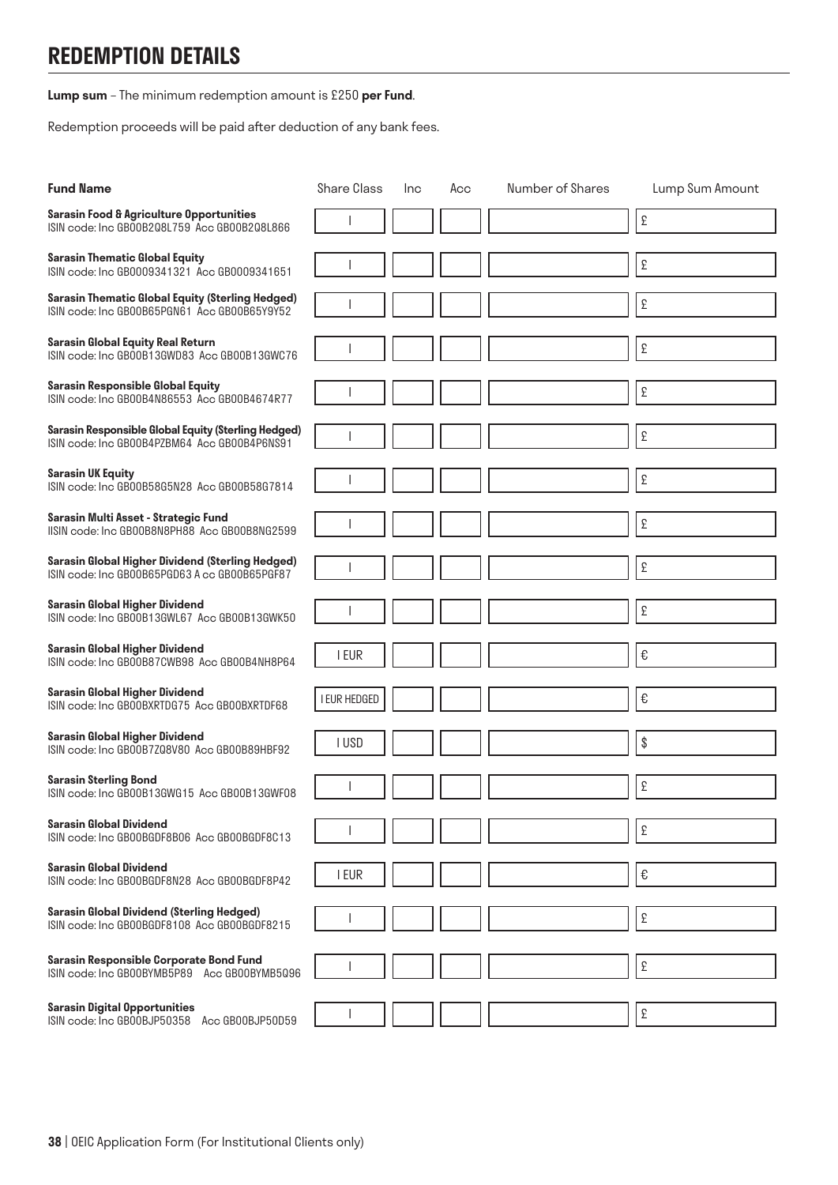# REDEMPTION DETAILS

**Lump sum** – The minimum redemption amount is £250 **per Fund**.

Redemption proceeds will be paid after deduction of any bank fees.

| Fund Name | Share Class | Inc | Acc | Number of Shares | Lump Sum Amount |
|---|---|---|---|---|---|
| **Sarasin Food & Agriculture Opportunities** ISIN code: Inc GB00B2Q8L759 Acc GB00B2Q8L866 | I | | | | £ |
| **Sarasin Thematic Global Equity** ISIN code: Inc GB0009341321 Acc GB0009341651 | I | | | | £ |
| **Sarasin Thematic Global Equity (Sterling Hedged)** ISIN code: Inc GB00B65PGN61 Acc GB00B65Y9Y52 | I | | | | £ |
| **Sarasin Global Equity Real Return** ISIN code: Inc GB00B13GWD83 Acc GB00B13GWC76 | I | | | | £ |
| **Sarasin Responsible Global Equity** ISIN code: Inc GB00B4N86553 Acc GB00B4674R77 | I | | | | £ |
| **Sarasin Responsible Global Equity (Sterling Hedged)** ISIN code: Inc GB00B4PZBM64 Acc GB00B4P6NS91 | I | | | | £ |
| **Sarasin UK Equity** ISIN code: Inc GB00B58G5N28 Acc GB00B58G7814 | I | | | | £ |
| **Sarasin Multi Asset - Strategic Fund** IISIN code: Inc GB00B8N8PH88 Acc GB00B8NG2599 | I | | | | £ |
| **Sarasin Global Higher Dividend (Sterling Hedged)** ISIN code: Inc GB00B65PGD63 A cc GB00B65PGF87 | I | | | | £ |
| **Sarasin Global Higher Dividend** ISIN code: Inc GB00B13GWL67 Acc GB00B13GWK50 | I | | | | £ |
| **Sarasin Global Higher Dividend** ISIN code: Inc GB00B87CWB98 Acc GB00B4NH8P64 | I EUR | | | | € |
| **Sarasin Global Higher Dividend** ISIN code: Inc GB00BXRTDG75 Acc GB00BXRTDF68 | I EUR HEDGED | | | | € |
| **Sarasin Global Higher Dividend** ISIN code: Inc GB00B7Z Q8V80 Acc GB00B89HBF92 | I USD | | | | $ |
| **Sarasin Sterling Bond** ISIN code: Inc GB00B13GWG15 Acc GB00B13GWF08 | I | | | | £ |
| **Sarasin Global Dividend** ISIN code: Inc GB00BGDF8B06 Acc GB00BGDF8C13 | I | | | | £ |
| **Sarasin Global Dividend** ISIN code: Inc GB00BGDF8N28 Acc GB00BGDF8P42 | I EUR | | | | € |
| **Sarasin Global Dividend (Sterling Hedged)** ISIN code: Inc GB00BGDF8108 Acc GB00BGDF8215 | I | | | | £ |
| **Sarasin Responsible Corporate Bond Fund** ISIN code: Inc GB00BYMB5P89 Acc GB00BYMB5Q96 | I | | | | £ |
| **Sarasin Digital Opportunities** ISIN code: Inc GB00BJP50358 Acc GB00BJP50D59 | I | | | | £ |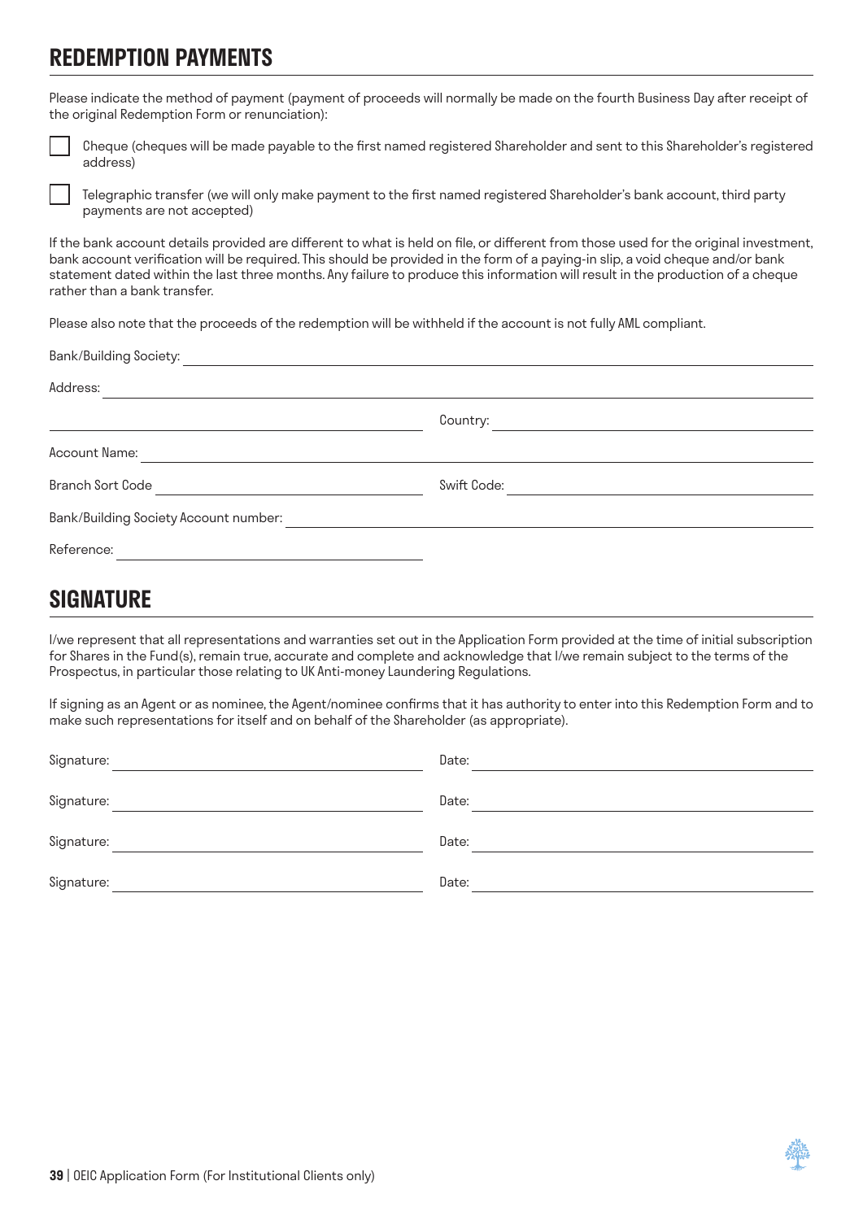## REDEMPTION PAYMENTS

Please indicate the method of payment (payment of proceeds will normally be made on the fourth Business Day after receipt of the original Redemption Form or renunciation):

☐ Cheque (cheques will be made payable to the first named registered Shareholder and sent to this Shareholder's registered address)

☐ Telegraphic transfer (we will only make payment to the first named registered Shareholder's bank account, third party payments are not accepted)

If the bank account details provided are different to what is held on file, or different from those used for the original investment, bank account verification will be required. This should be provided in the form of a paying-in slip, a void cheque and/or bank statement dated within the last three months. Any failure to produce this information will result in the production of a cheque rather than a bank transfer.

Please also note that the proceeds of the redemption will be withheld if the account is not fully AML compliant.

Bank/Building Society: ____________________

Address: ____________________

____________________ Country: ____________________

Account Name: ____________________

Branch Sort Code ____________________ Swift Code: ____________________

Bank/Building Society Account number: ____________________

Reference: ____________________

## SIGNATURE

I/we represent that all representations and warranties set out in the Application Form provided at the time of initial subscription for Shares in the Fund(s), remain true, accurate and complete and acknowledge that I/we remain subject to the terms of the Prospectus, in particular those relating to UK Anti-money Laundering Regulations.

If signing as an Agent or as nominee, the Agent/nominee confirms that it has authority to enter into this Redemption Form and to make such representations for itself and on behalf of the Shareholder (as appropriate).

Signature: ____________________ Date: ____________________

Signature: ____________________ Date: ____________________

Signature: ____________________ Date: ____________________

Signature: ____________________ Date: ____________________